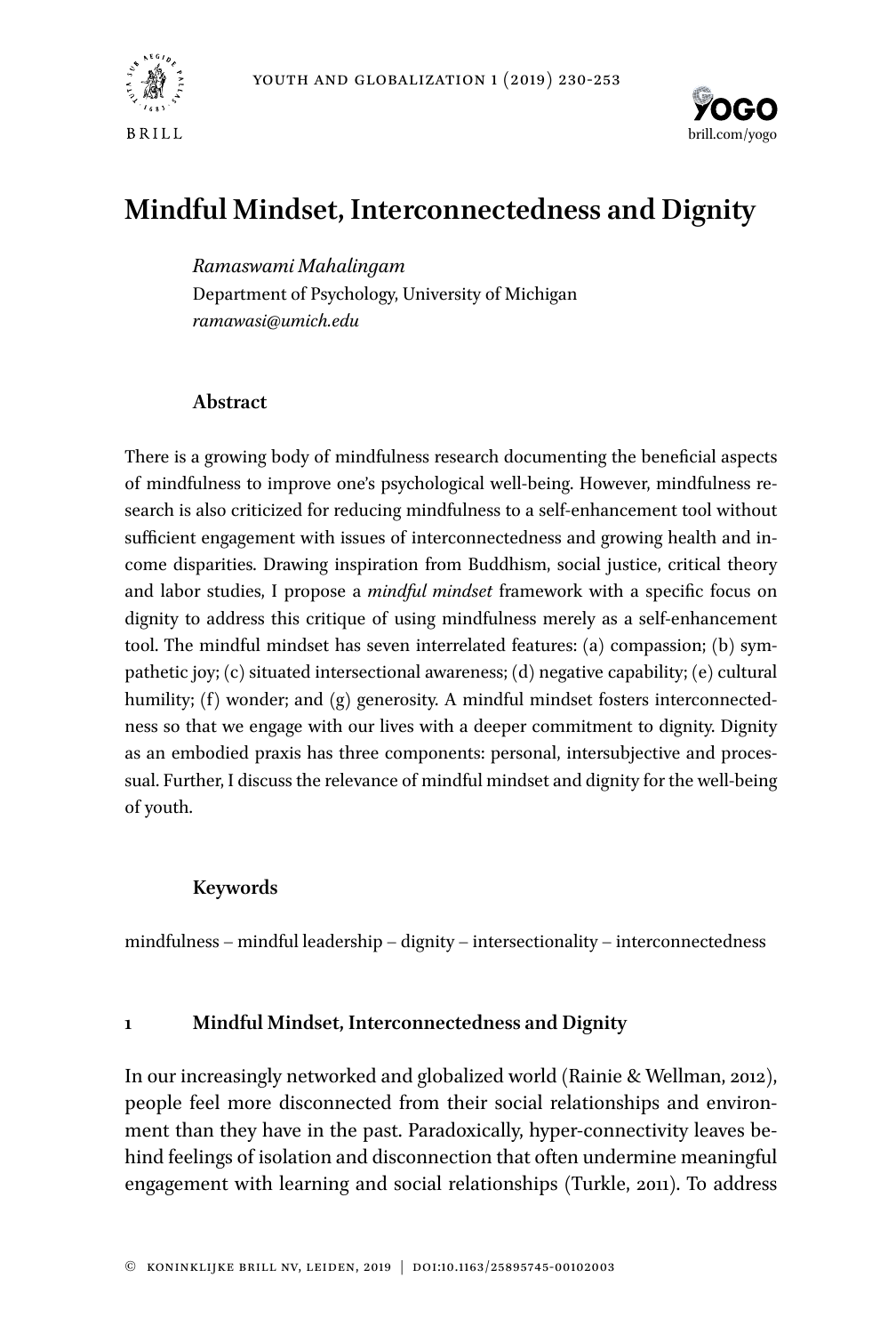# Mindful Mindset, Interconnectedness and Dignity

*Ramaswami Mahalingam*
Department of Psychology, University of Michigan
*ramawasi@umich.edu*

## Abstract

There is a growing body of mindfulness research documenting the beneficial aspects of mindfulness to improve one's psychological well-being. However, mindfulness research is also criticized for reducing mindfulness to a self-enhancement tool without sufficient engagement with issues of interconnectedness and growing health and income disparities. Drawing inspiration from Buddhism, social justice, critical theory and labor studies, I propose a *mindful mindset* framework with a specific focus on dignity to address this critique of using mindfulness merely as a self-enhancement tool. The mindful mindset has seven interrelated features: (a) compassion; (b) sympathetic joy; (c) situated intersectional awareness; (d) negative capability; (e) cultural humility; (f) wonder; and (g) generosity. A mindful mindset fosters interconnectedness so that we engage with our lives with a deeper commitment to dignity. Dignity as an embodied praxis has three components: personal, intersubjective and processual. Further, I discuss the relevance of mindful mindset and dignity for the well-being of youth.

## Keywords

mindfulness – mindful leadership – dignity – intersectionality – interconnectedness

## 1 Mindful Mindset, Interconnectedness and Dignity

In our increasingly networked and globalized world (Rainie & Wellman, 2012), people feel more disconnected from their social relationships and environment than they have in the past. Paradoxically, hyper-connectivity leaves behind feelings of isolation and disconnection that often undermine meaningful engagement with learning and social relationships (Turkle, 2011). To address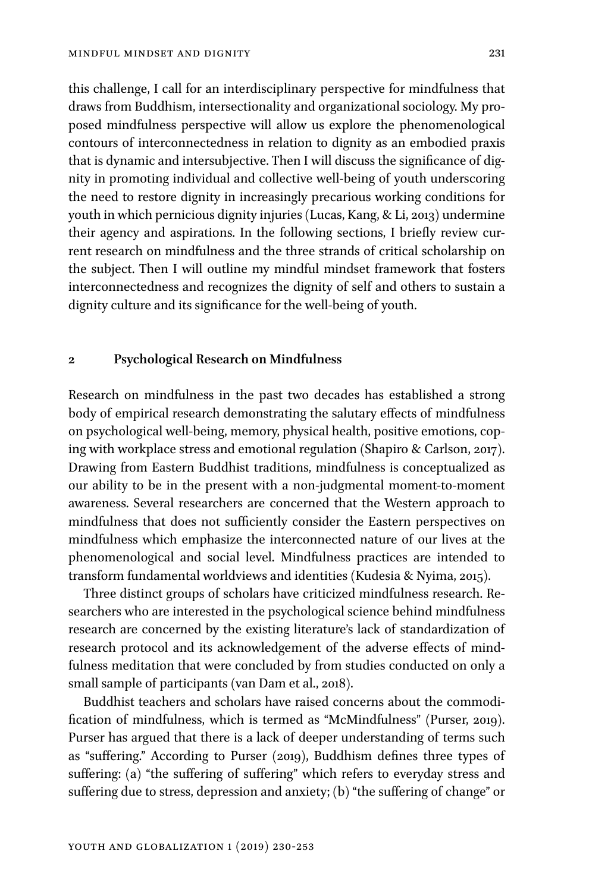this challenge, I call for an interdisciplinary perspective for mindfulness that draws from Buddhism, intersectionality and organizational sociology. My proposed mindfulness perspective will allow us explore the phenomenological contours of interconnectedness in relation to dignity as an embodied praxis that is dynamic and intersubjective. Then I will discuss the significance of dignity in promoting individual and collective well-being of youth underscoring the need to restore dignity in increasingly precarious working conditions for youth in which pernicious dignity injuries (Lucas, Kang, & Li, 2013) undermine their agency and aspirations. In the following sections, I briefly review current research on mindfulness and the three strands of critical scholarship on the subject. Then I will outline my mindful mindset framework that fosters interconnectedness and recognizes the dignity of self and others to sustain a dignity culture and its significance for the well-being of youth.

## 2 Psychological Research on Mindfulness

Research on mindfulness in the past two decades has established a strong body of empirical research demonstrating the salutary effects of mindfulness on psychological well-being, memory, physical health, positive emotions, coping with workplace stress and emotional regulation (Shapiro & Carlson, 2017). Drawing from Eastern Buddhist traditions, mindfulness is conceptualized as our ability to be in the present with a non-judgmental moment-to-moment awareness. Several researchers are concerned that the Western approach to mindfulness that does not sufficiently consider the Eastern perspectives on mindfulness which emphasize the interconnected nature of our lives at the phenomenological and social level. Mindfulness practices are intended to transform fundamental worldviews and identities (Kudesia & Nyima, 2015).

Three distinct groups of scholars have criticized mindfulness research. Researchers who are interested in the psychological science behind mindfulness research are concerned by the existing literature's lack of standardization of research protocol and its acknowledgement of the adverse effects of mindfulness meditation that were concluded by from studies conducted on only a small sample of participants (van Dam et al., 2018).

Buddhist teachers and scholars have raised concerns about the commodification of mindfulness, which is termed as "McMindfulness" (Purser, 2019). Purser has argued that there is a lack of deeper understanding of terms such as "suffering." According to Purser (2019), Buddhism defines three types of suffering: (a) "the suffering of suffering" which refers to everyday stress and suffering due to stress, depression and anxiety; (b) "the suffering of change" or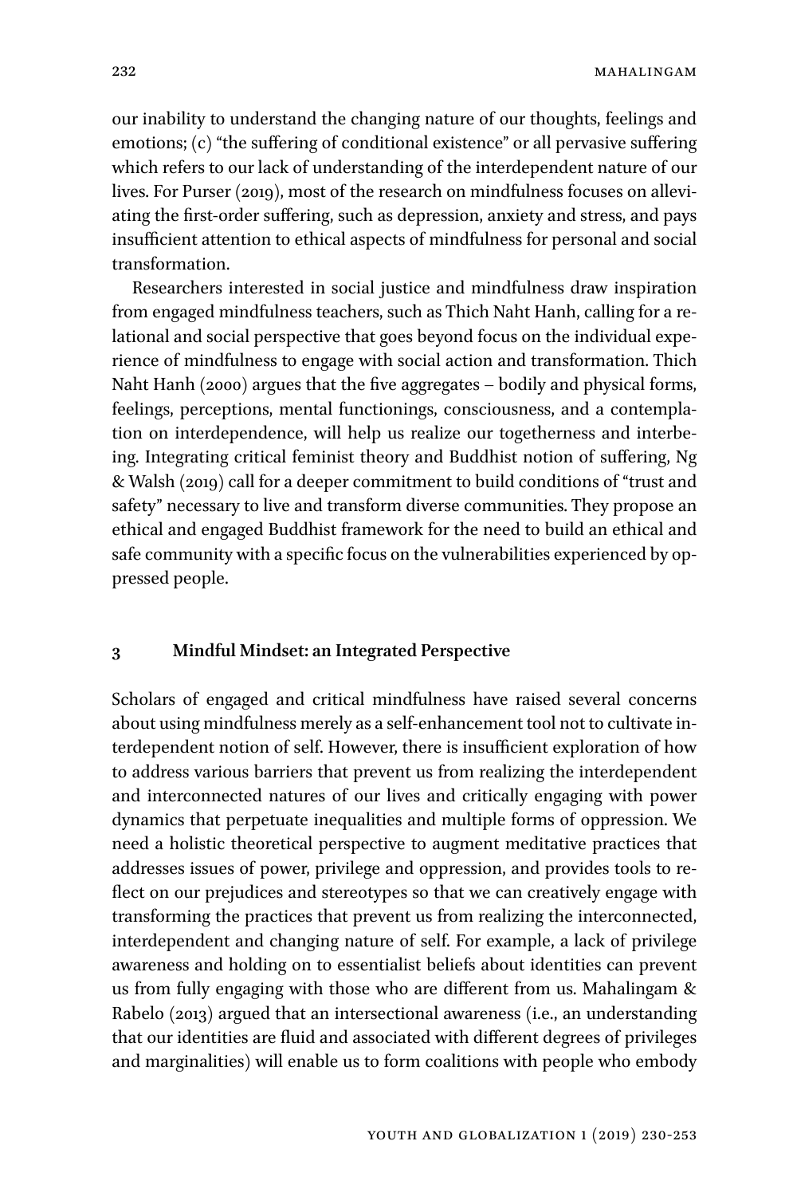our inability to understand the changing nature of our thoughts, feelings and emotions; (c) "the suffering of conditional existence" or all pervasive suffering which refers to our lack of understanding of the interdependent nature of our lives. For Purser (2019), most of the research on mindfulness focuses on alleviating the first-order suffering, such as depression, anxiety and stress, and pays insufficient attention to ethical aspects of mindfulness for personal and social transformation.

Researchers interested in social justice and mindfulness draw inspiration from engaged mindfulness teachers, such as Thich Naht Hanh, calling for a relational and social perspective that goes beyond focus on the individual experience of mindfulness to engage with social action and transformation. Thich Naht Hanh (2000) argues that the five aggregates – bodily and physical forms, feelings, perceptions, mental functionings, consciousness, and a contemplation on interdependence, will help us realize our togetherness and interbeing. Integrating critical feminist theory and Buddhist notion of suffering, Ng & Walsh (2019) call for a deeper commitment to build conditions of "trust and safety" necessary to live and transform diverse communities. They propose an ethical and engaged Buddhist framework for the need to build an ethical and safe community with a specific focus on the vulnerabilities experienced by oppressed people.

## 3 Mindful Mindset: an Integrated Perspective

Scholars of engaged and critical mindfulness have raised several concerns about using mindfulness merely as a self-enhancement tool not to cultivate interdependent notion of self. However, there is insufficient exploration of how to address various barriers that prevent us from realizing the interdependent and interconnected natures of our lives and critically engaging with power dynamics that perpetuate inequalities and multiple forms of oppression. We need a holistic theoretical perspective to augment meditative practices that addresses issues of power, privilege and oppression, and provides tools to reflect on our prejudices and stereotypes so that we can creatively engage with transforming the practices that prevent us from realizing the interconnected, interdependent and changing nature of self. For example, a lack of privilege awareness and holding on to essentialist beliefs about identities can prevent us from fully engaging with those who are different from us. Mahalingam & Rabelo (2013) argued that an intersectional awareness (i.e., an understanding that our identities are fluid and associated with different degrees of privileges and marginalities) will enable us to form coalitions with people who embody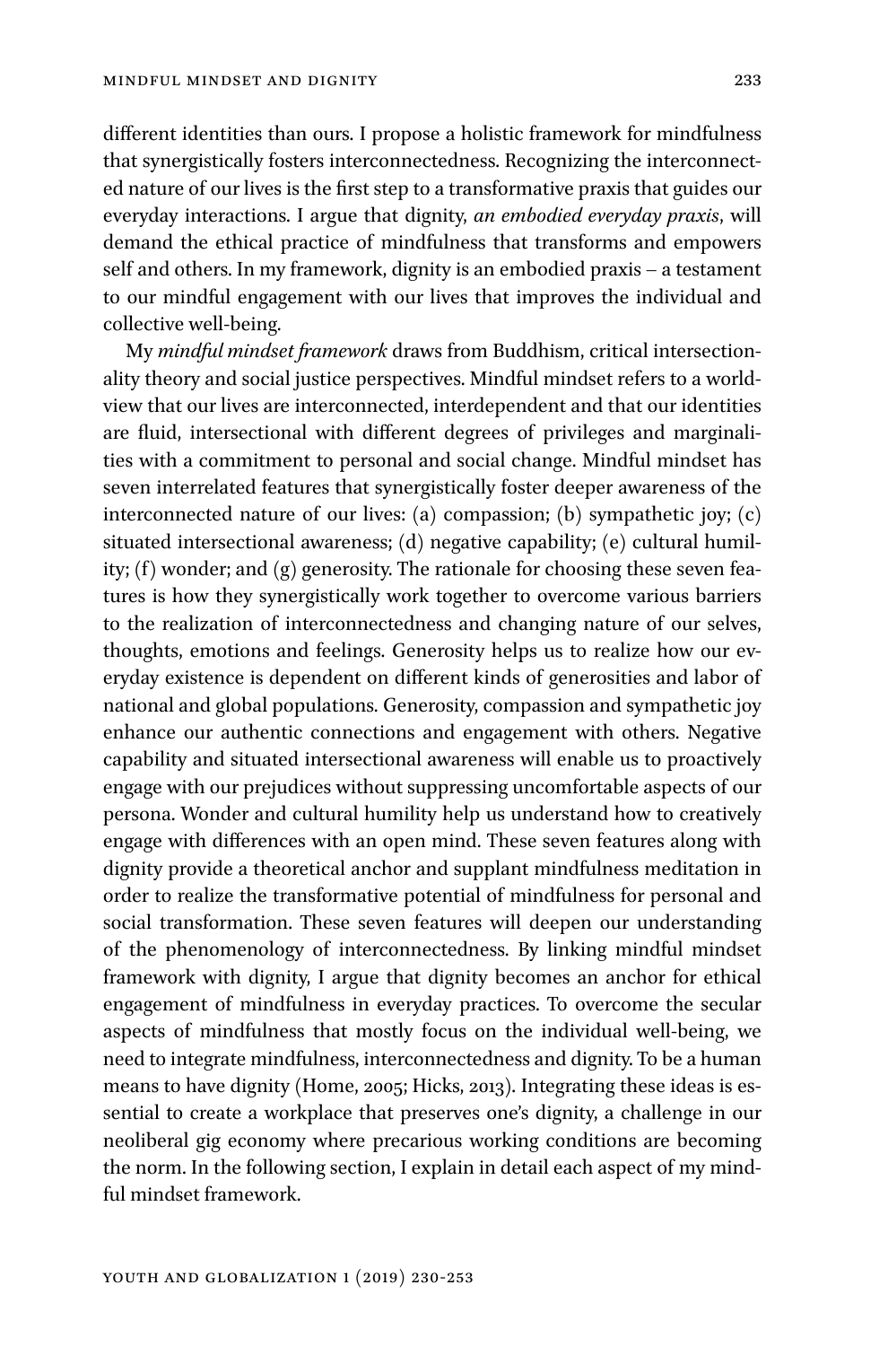different identities than ours. I propose a holistic framework for mindfulness that synergistically fosters interconnectedness. Recognizing the interconnected nature of our lives is the first step to a transformative praxis that guides our everyday interactions. I argue that dignity, *an embodied everyday praxis*, will demand the ethical practice of mindfulness that transforms and empowers self and others. In my framework, dignity is an embodied praxis – a testament to our mindful engagement with our lives that improves the individual and collective well-being.

My *mindful mindset framework* draws from Buddhism, critical intersectionality theory and social justice perspectives. Mindful mindset refers to a worldview that our lives are interconnected, interdependent and that our identities are fluid, intersectional with different degrees of privileges and marginalities with a commitment to personal and social change. Mindful mindset has seven interrelated features that synergistically foster deeper awareness of the interconnected nature of our lives: (a) compassion; (b) sympathetic joy; (c) situated intersectional awareness; (d) negative capability; (e) cultural humility; (f) wonder; and (g) generosity. The rationale for choosing these seven features is how they synergistically work together to overcome various barriers to the realization of interconnectedness and changing nature of our selves, thoughts, emotions and feelings. Generosity helps us to realize how our everyday existence is dependent on different kinds of generosities and labor of national and global populations. Generosity, compassion and sympathetic joy enhance our authentic connections and engagement with others. Negative capability and situated intersectional awareness will enable us to proactively engage with our prejudices without suppressing uncomfortable aspects of our persona. Wonder and cultural humility help us understand how to creatively engage with differences with an open mind. These seven features along with dignity provide a theoretical anchor and supplant mindfulness meditation in order to realize the transformative potential of mindfulness for personal and social transformation. These seven features will deepen our understanding of the phenomenology of interconnectedness. By linking mindful mindset framework with dignity, I argue that dignity becomes an anchor for ethical engagement of mindfulness in everyday practices. To overcome the secular aspects of mindfulness that mostly focus on the individual well-being, we need to integrate mindfulness, interconnectedness and dignity. To be a human means to have dignity (Home, 2005; Hicks, 2013). Integrating these ideas is essential to create a workplace that preserves one's dignity, a challenge in our neoliberal gig economy where precarious working conditions are becoming the norm. In the following section, I explain in detail each aspect of my mindful mindset framework.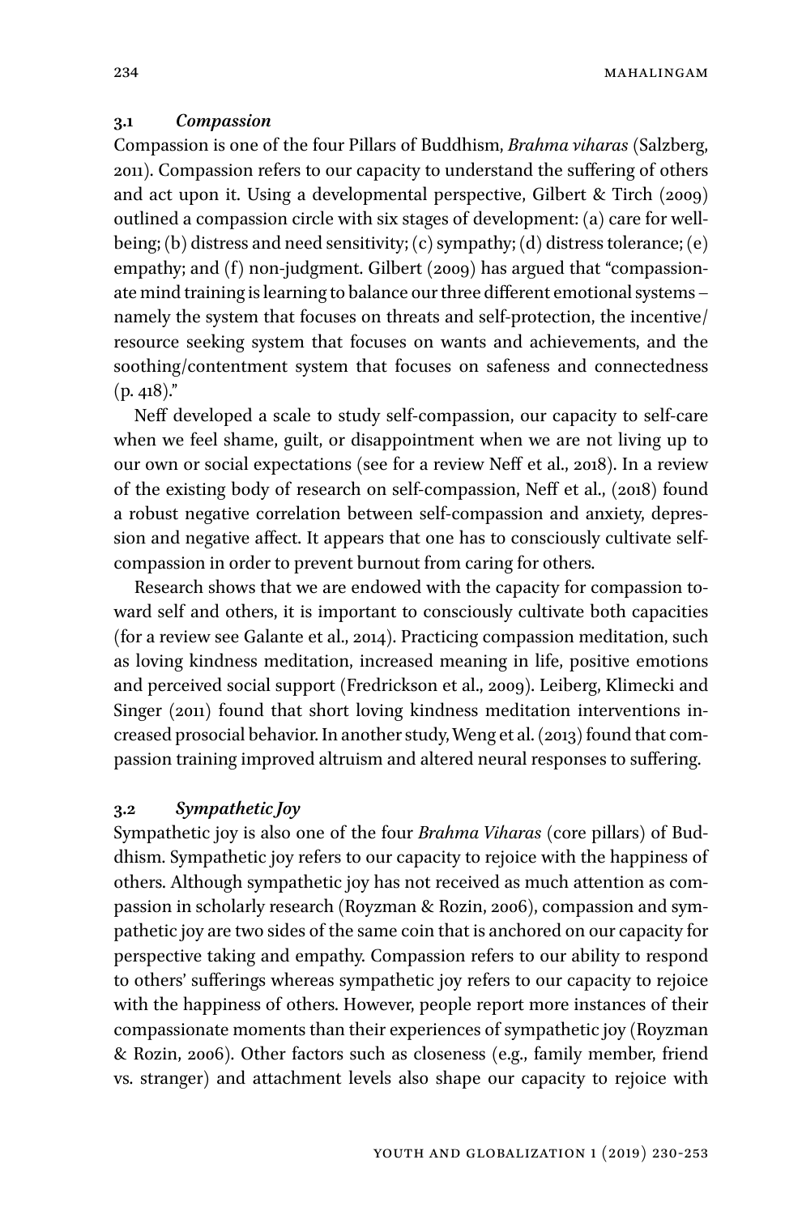### 3.1 *Compassion*

Compassion is one of the four Pillars of Buddhism, *Brahma viharas* (Salzberg, 2011). Compassion refers to our capacity to understand the suffering of others and act upon it. Using a developmental perspective, Gilbert & Tirch (2009) outlined a compassion circle with six stages of development: (a) care for well-being; (b) distress and need sensitivity; (c) sympathy; (d) distress tolerance; (e) empathy; and (f) non-judgment. Gilbert (2009) has argued that "compassionate mind training is learning to balance our three different emotional systems – namely the system that focuses on threats and self-protection, the incentive/resource seeking system that focuses on wants and achievements, and the soothing/contentment system that focuses on safeness and connectedness (p. 418)."

Neff developed a scale to study self-compassion, our capacity to self-care when we feel shame, guilt, or disappointment when we are not living up to our own or social expectations (see for a review Neff et al., 2018). In a review of the existing body of research on self-compassion, Neff et al., (2018) found a robust negative correlation between self-compassion and anxiety, depression and negative affect. It appears that one has to consciously cultivate self-compassion in order to prevent burnout from caring for others.

Research shows that we are endowed with the capacity for compassion toward self and others, it is important to consciously cultivate both capacities (for a review see Galante et al., 2014). Practicing compassion meditation, such as loving kindness meditation, increased meaning in life, positive emotions and perceived social support (Fredrickson et al., 2009). Leiberg, Klimecki and Singer (2011) found that short loving kindness meditation interventions increased prosocial behavior. In another study, Weng et al. (2013) found that compassion training improved altruism and altered neural responses to suffering.

### 3.2 *Sympathetic Joy*

Sympathetic joy is also one of the four *Brahma Viharas* (core pillars) of Buddhism. Sympathetic joy refers to our capacity to rejoice with the happiness of others. Although sympathetic joy has not received as much attention as compassion in scholarly research (Royzman & Rozin, 2006), compassion and sympathetic joy are two sides of the same coin that is anchored on our capacity for perspective taking and empathy. Compassion refers to our ability to respond to others' sufferings whereas sympathetic joy refers to our capacity to rejoice with the happiness of others. However, people report more instances of their compassionate moments than their experiences of sympathetic joy (Royzman & Rozin, 2006). Other factors such as closeness (e.g., family member, friend vs. stranger) and attachment levels also shape our capacity to rejoice with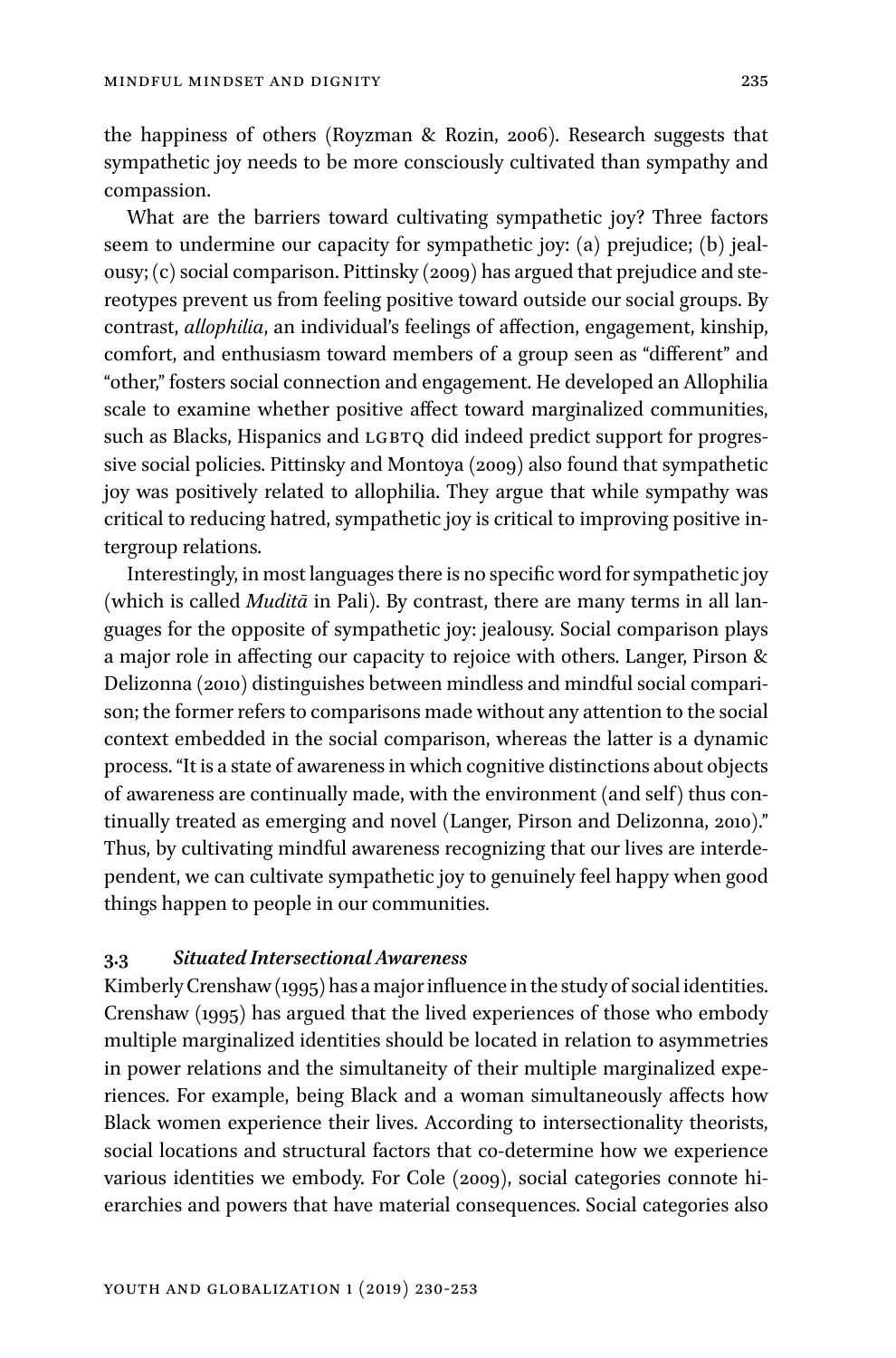the happiness of others (Royzman & Rozin, 2006). Research suggests that sympathetic joy needs to be more consciously cultivated than sympathy and compassion.

What are the barriers toward cultivating sympathetic joy? Three factors seem to undermine our capacity for sympathetic joy: (a) prejudice; (b) jealousy; (c) social comparison. Pittinsky (2009) has argued that prejudice and stereotypes prevent us from feeling positive toward outside our social groups. By contrast, *allophilia*, an individual's feelings of affection, engagement, kinship, comfort, and enthusiasm toward members of a group seen as "different" and "other," fosters social connection and engagement. He developed an Allophilia scale to examine whether positive affect toward marginalized communities, such as Blacks, Hispanics and LGBTQ did indeed predict support for progressive social policies. Pittinsky and Montoya (2009) also found that sympathetic joy was positively related to allophilia. They argue that while sympathy was critical to reducing hatred, sympathetic joy is critical to improving positive intergroup relations.

Interestingly, in most languages there is no specific word for sympathetic joy (which is called *Muditā* in Pali). By contrast, there are many terms in all languages for the opposite of sympathetic joy: jealousy. Social comparison plays a major role in affecting our capacity to rejoice with others. Langer, Pirson & Delizonna (2010) distinguishes between mindless and mindful social comparison; the former refers to comparisons made without any attention to the social context embedded in the social comparison, whereas the latter is a dynamic process. "It is a state of awareness in which cognitive distinctions about objects of awareness are continually made, with the environment (and self) thus continually treated as emerging and novel (Langer, Pirson and Delizonna, 2010)." Thus, by cultivating mindful awareness recognizing that our lives are interdependent, we can cultivate sympathetic joy to genuinely feel happy when good things happen to people in our communities.

### 3.3 *Situated Intersectional Awareness*

Kimberly Crenshaw (1995) has a major influence in the study of social identities. Crenshaw (1995) has argued that the lived experiences of those who embody multiple marginalized identities should be located in relation to asymmetries in power relations and the simultaneity of their multiple marginalized experiences. For example, being Black and a woman simultaneously affects how Black women experience their lives. According to intersectionality theorists, social locations and structural factors that co-determine how we experience various identities we embody. For Cole (2009), social categories connote hierarchies and powers that have material consequences. Social categories also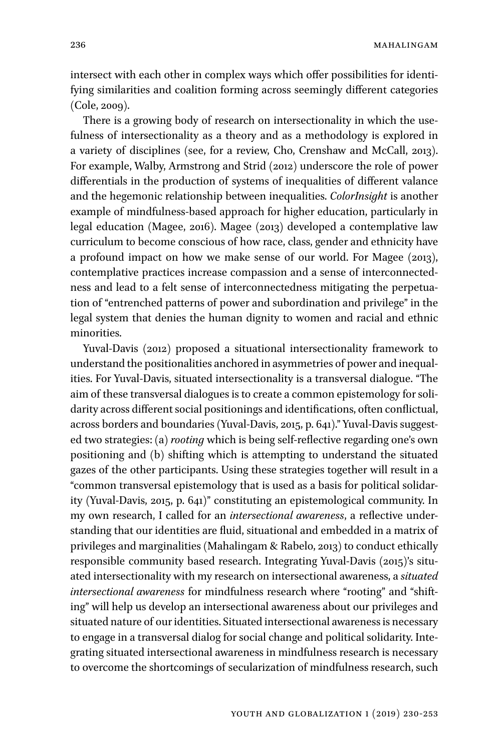intersect with each other in complex ways which offer possibilities for identifying similarities and coalition forming across seemingly different categories (Cole, 2009).

There is a growing body of research on intersectionality in which the usefulness of intersectionality as a theory and as a methodology is explored in a variety of disciplines (see, for a review, Cho, Crenshaw and McCall, 2013). For example, Walby, Armstrong and Strid (2012) underscore the role of power differentials in the production of systems of inequalities of different valance and the hegemonic relationship between inequalities. *ColorInsight* is another example of mindfulness-based approach for higher education, particularly in legal education (Magee, 2016). Magee (2013) developed a contemplative law curriculum to become conscious of how race, class, gender and ethnicity have a profound impact on how we make sense of our world. For Magee (2013), contemplative practices increase compassion and a sense of interconnectedness and lead to a felt sense of interconnectedness mitigating the perpetuation of "entrenched patterns of power and subordination and privilege" in the legal system that denies the human dignity to women and racial and ethnic minorities.

Yuval-Davis (2012) proposed a situational intersectionality framework to understand the positionalities anchored in asymmetries of power and inequalities. For Yuval-Davis, situated intersectionality is a transversal dialogue. "The aim of these transversal dialogues is to create a common epistemology for solidarity across different social positionings and identifications, often conflictual, across borders and boundaries (Yuval-Davis, 2015, p. 641)." Yuval-Davis suggested two strategies: (a) *rooting* which is being self-reflective regarding one's own positioning and (b) shifting which is attempting to understand the situated gazes of the other participants. Using these strategies together will result in a "common transversal epistemology that is used as a basis for political solidarity (Yuval-Davis, 2015, p. 641)" constituting an epistemological community. In my own research, I called for an *intersectional awareness*, a reflective understanding that our identities are fluid, situational and embedded in a matrix of privileges and marginalities (Mahalingam & Rabelo, 2013) to conduct ethically responsible community based research. Integrating Yuval-Davis (2015)'s situated intersectionality with my research on intersectional awareness, a *situated intersectional awareness* for mindfulness research where "rooting" and "shifting" will help us develop an intersectional awareness about our privileges and situated nature of our identities. Situated intersectional awareness is necessary to engage in a transversal dialog for social change and political solidarity. Integrating situated intersectional awareness in mindfulness research is necessary to overcome the shortcomings of secularization of mindfulness research, such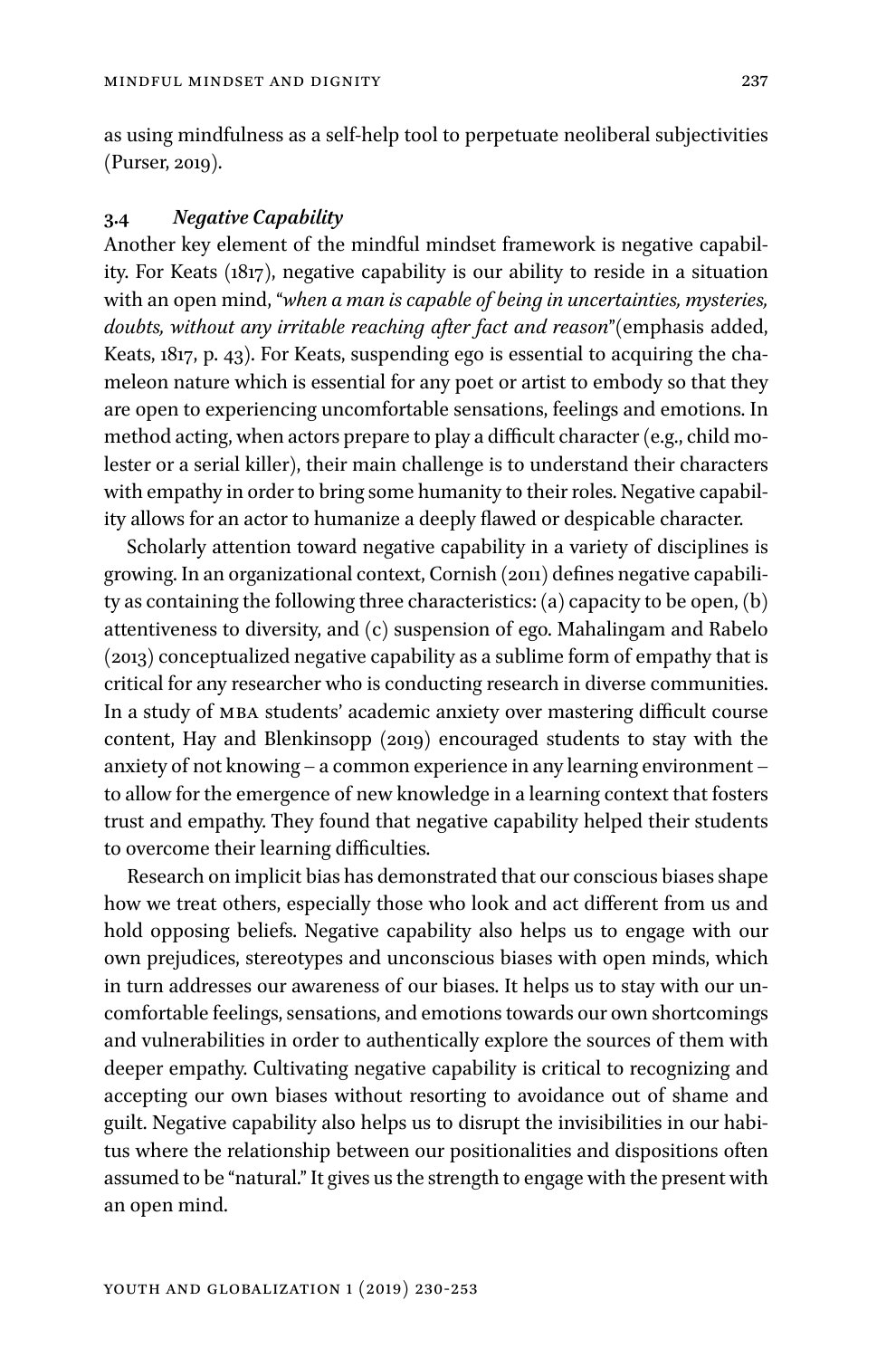as using mindfulness as a self-help tool to perpetuate neoliberal subjectivities (Purser, 2019).

### 3.4 *Negative Capability*

Another key element of the mindful mindset framework is negative capability. For Keats (1817), negative capability is our ability to reside in a situation with an open mind, "*when a man is capable of being in uncertainties, mysteries, doubts, without any irritable reaching after fact and reason*"(emphasis added, Keats, 1817, p. 43). For Keats, suspending ego is essential to acquiring the chameleon nature which is essential for any poet or artist to embody so that they are open to experiencing uncomfortable sensations, feelings and emotions. In method acting, when actors prepare to play a difficult character (e.g., child molester or a serial killer), their main challenge is to understand their characters with empathy in order to bring some humanity to their roles. Negative capability allows for an actor to humanize a deeply flawed or despicable character.

Scholarly attention toward negative capability in a variety of disciplines is growing. In an organizational context, Cornish (2011) defines negative capability as containing the following three characteristics: (a) capacity to be open, (b) attentiveness to diversity, and (c) suspension of ego. Mahalingam and Rabelo (2013) conceptualized negative capability as a sublime form of empathy that is critical for any researcher who is conducting research in diverse communities. In a study of MBA students' academic anxiety over mastering difficult course content, Hay and Blenkinsopp (2019) encouraged students to stay with the anxiety of not knowing – a common experience in any learning environment – to allow for the emergence of new knowledge in a learning context that fosters trust and empathy. They found that negative capability helped their students to overcome their learning difficulties.

Research on implicit bias has demonstrated that our conscious biases shape how we treat others, especially those who look and act different from us and hold opposing beliefs. Negative capability also helps us to engage with our own prejudices, stereotypes and unconscious biases with open minds, which in turn addresses our awareness of our biases. It helps us to stay with our uncomfortable feelings, sensations, and emotions towards our own shortcomings and vulnerabilities in order to authentically explore the sources of them with deeper empathy. Cultivating negative capability is critical to recognizing and accepting our own biases without resorting to avoidance out of shame and guilt. Negative capability also helps us to disrupt the invisibilities in our habitus where the relationship between our positionalities and dispositions often assumed to be "natural." It gives us the strength to engage with the present with an open mind.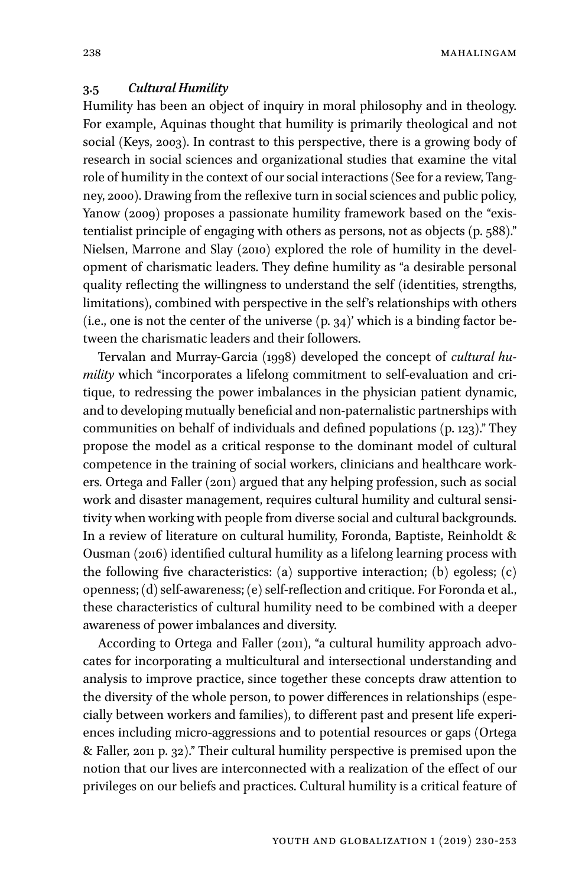### 3.5 *Cultural Humility*

Humility has been an object of inquiry in moral philosophy and in theology. For example, Aquinas thought that humility is primarily theological and not social (Keys, 2003). In contrast to this perspective, there is a growing body of research in social sciences and organizational studies that examine the vital role of humility in the context of our social interactions (See for a review, Tangney, 2000). Drawing from the reflexive turn in social sciences and public policy, Yanow (2009) proposes a passionate humility framework based on the "existentialist principle of engaging with others as persons, not as objects (p. 588)." Nielsen, Marrone and Slay (2010) explored the role of humility in the development of charismatic leaders. They define humility as "a desirable personal quality reflecting the willingness to understand the self (identities, strengths, limitations), combined with perspective in the self's relationships with others (i.e., one is not the center of the universe (p. 34)' which is a binding factor between the charismatic leaders and their followers.

Tervalan and Murray-Garcia (1998) developed the concept of *cultural humility* which "incorporates a lifelong commitment to self-evaluation and critique, to redressing the power imbalances in the physician patient dynamic, and to developing mutually beneficial and non-paternalistic partnerships with communities on behalf of individuals and defined populations (p. 123)." They propose the model as a critical response to the dominant model of cultural competence in the training of social workers, clinicians and healthcare workers. Ortega and Faller (2011) argued that any helping profession, such as social work and disaster management, requires cultural humility and cultural sensitivity when working with people from diverse social and cultural backgrounds. In a review of literature on cultural humility, Foronda, Baptiste, Reinholdt & Ousman (2016) identified cultural humility as a lifelong learning process with the following five characteristics: (a) supportive interaction; (b) egoless; (c) openness; (d) self-awareness; (e) self-reflection and critique. For Foronda et al., these characteristics of cultural humility need to be combined with a deeper awareness of power imbalances and diversity.

According to Ortega and Faller (2011), "a cultural humility approach advocates for incorporating a multicultural and intersectional understanding and analysis to improve practice, since together these concepts draw attention to the diversity of the whole person, to power differences in relationships (especially between workers and families), to different past and present life experiences including micro-aggressions and to potential resources or gaps (Ortega & Faller, 2011 p. 32)." Their cultural humility perspective is premised upon the notion that our lives are interconnected with a realization of the effect of our privileges on our beliefs and practices. Cultural humility is a critical feature of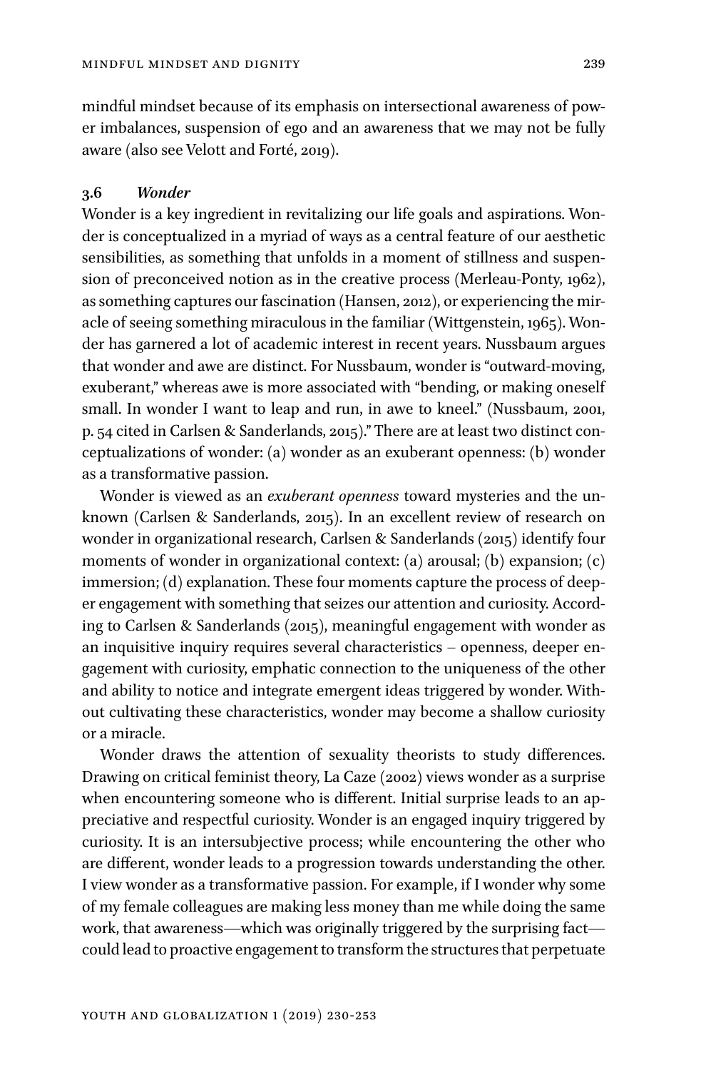mindful mindset because of its emphasis on intersectional awareness of power imbalances, suspension of ego and an awareness that we may not be fully aware (also see Velott and Forté, 2019).

### 3.6 *Wonder*

Wonder is a key ingredient in revitalizing our life goals and aspirations. Wonder is conceptualized in a myriad of ways as a central feature of our aesthetic sensibilities, as something that unfolds in a moment of stillness and suspension of preconceived notion as in the creative process (Merleau-Ponty, 1962), as something captures our fascination (Hansen, 2012), or experiencing the miracle of seeing something miraculous in the familiar (Wittgenstein, 1965). Wonder has garnered a lot of academic interest in recent years. Nussbaum argues that wonder and awe are distinct. For Nussbaum, wonder is "outward-moving, exuberant," whereas awe is more associated with "bending, or making oneself small. In wonder I want to leap and run, in awe to kneel." (Nussbaum, 2001, p. 54 cited in Carlsen & Sanderlands, 2015)." There are at least two distinct conceptualizations of wonder: (a) wonder as an exuberant openness: (b) wonder as a transformative passion.

Wonder is viewed as an *exuberant openness* toward mysteries and the unknown (Carlsen & Sanderlands, 2015). In an excellent review of research on wonder in organizational research, Carlsen & Sanderlands (2015) identify four moments of wonder in organizational context: (a) arousal; (b) expansion; (c) immersion; (d) explanation. These four moments capture the process of deeper engagement with something that seizes our attention and curiosity. According to Carlsen & Sanderlands (2015), meaningful engagement with wonder as an inquisitive inquiry requires several characteristics – openness, deeper engagement with curiosity, emphatic connection to the uniqueness of the other and ability to notice and integrate emergent ideas triggered by wonder. Without cultivating these characteristics, wonder may become a shallow curiosity or a miracle.

Wonder draws the attention of sexuality theorists to study differences. Drawing on critical feminist theory, La Caze (2002) views wonder as a surprise when encountering someone who is different. Initial surprise leads to an appreciative and respectful curiosity. Wonder is an engaged inquiry triggered by curiosity. It is an intersubjective process; while encountering the other who are different, wonder leads to a progression towards understanding the other. I view wonder as a transformative passion. For example, if I wonder why some of my female colleagues are making less money than me while doing the same work, that awareness—which was originally triggered by the surprising fact—could lead to proactive engagement to transform the structures that perpetuate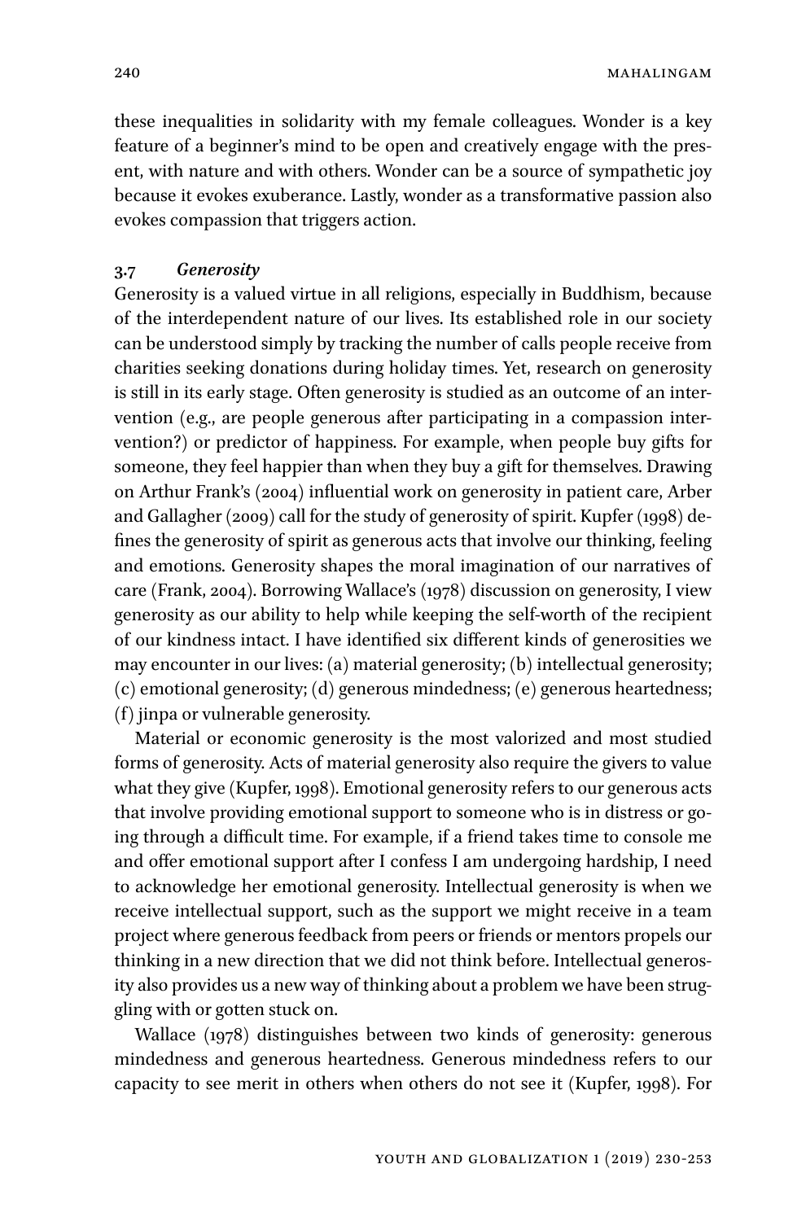these inequalities in solidarity with my female colleagues. Wonder is a key feature of a beginner's mind to be open and creatively engage with the present, with nature and with others. Wonder can be a source of sympathetic joy because it evokes exuberance. Lastly, wonder as a transformative passion also evokes compassion that triggers action.

### 3.7 *Generosity*

Generosity is a valued virtue in all religions, especially in Buddhism, because of the interdependent nature of our lives. Its established role in our society can be understood simply by tracking the number of calls people receive from charities seeking donations during holiday times. Yet, research on generosity is still in its early stage. Often generosity is studied as an outcome of an intervention (e.g., are people generous after participating in a compassion intervention?) or predictor of happiness. For example, when people buy gifts for someone, they feel happier than when they buy a gift for themselves. Drawing on Arthur Frank's (2004) influential work on generosity in patient care, Arber and Gallagher (2009) call for the study of generosity of spirit. Kupfer (1998) defines the generosity of spirit as generous acts that involve our thinking, feeling and emotions. Generosity shapes the moral imagination of our narratives of care (Frank, 2004). Borrowing Wallace's (1978) discussion on generosity, I view generosity as our ability to help while keeping the self-worth of the recipient of our kindness intact. I have identified six different kinds of generosities we may encounter in our lives: (a) material generosity; (b) intellectual generosity; (c) emotional generosity; (d) generous mindedness; (e) generous heartedness; (f) jinpa or vulnerable generosity.

Material or economic generosity is the most valorized and most studied forms of generosity. Acts of material generosity also require the givers to value what they give (Kupfer, 1998). Emotional generosity refers to our generous acts that involve providing emotional support to someone who is in distress or going through a difficult time. For example, if a friend takes time to console me and offer emotional support after I confess I am undergoing hardship, I need to acknowledge her emotional generosity. Intellectual generosity is when we receive intellectual support, such as the support we might receive in a team project where generous feedback from peers or friends or mentors propels our thinking in a new direction that we did not think before. Intellectual generosity also provides us a new way of thinking about a problem we have been struggling with or gotten stuck on.

Wallace (1978) distinguishes between two kinds of generosity: generous mindedness and generous heartedness. Generous mindedness refers to our capacity to see merit in others when others do not see it (Kupfer, 1998). For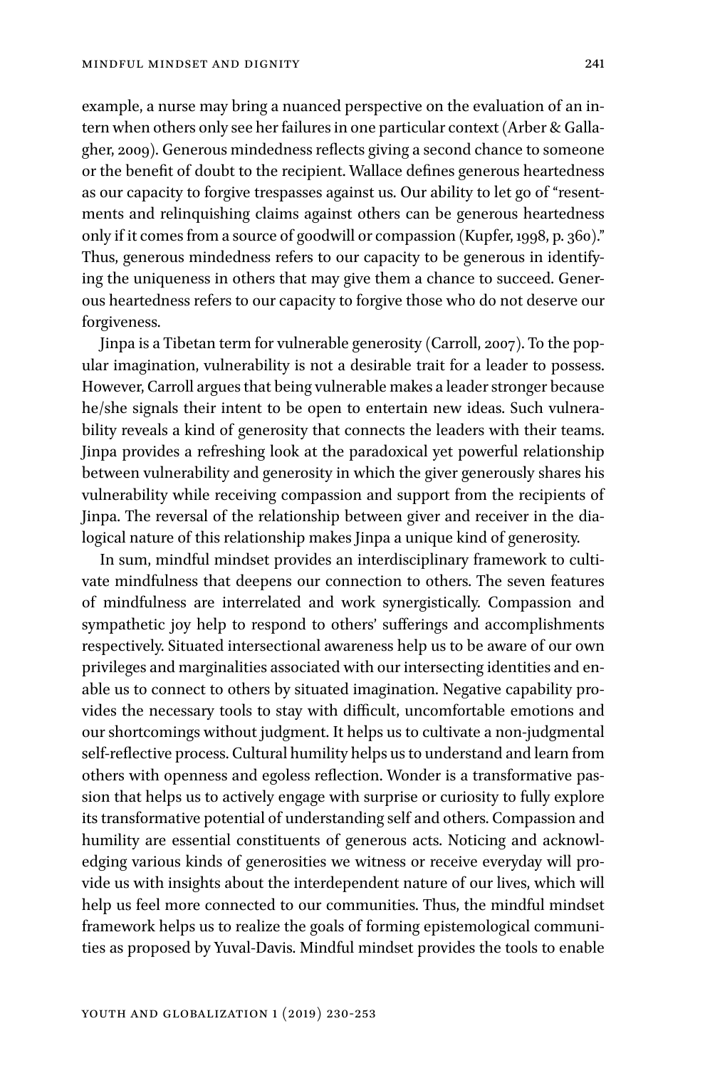example, a nurse may bring a nuanced perspective on the evaluation of an intern when others only see her failures in one particular context (Arber & Gallagher, 2009). Generous mindedness reflects giving a second chance to someone or the benefit of doubt to the recipient. Wallace defines generous heartedness as our capacity to forgive trespasses against us. Our ability to let go of "resentments and relinquishing claims against others can be generous heartedness only if it comes from a source of goodwill or compassion (Kupfer, 1998, p. 360)." Thus, generous mindedness refers to our capacity to be generous in identifying the uniqueness in others that may give them a chance to succeed. Generous heartedness refers to our capacity to forgive those who do not deserve our forgiveness.

Jinpa is a Tibetan term for vulnerable generosity (Carroll, 2007). To the popular imagination, vulnerability is not a desirable trait for a leader to possess. However, Carroll argues that being vulnerable makes a leader stronger because he/she signals their intent to be open to entertain new ideas. Such vulnerability reveals a kind of generosity that connects the leaders with their teams. Jinpa provides a refreshing look at the paradoxical yet powerful relationship between vulnerability and generosity in which the giver generously shares his vulnerability while receiving compassion and support from the recipients of Jinpa. The reversal of the relationship between giver and receiver in the dialogical nature of this relationship makes Jinpa a unique kind of generosity.

In sum, mindful mindset provides an interdisciplinary framework to cultivate mindfulness that deepens our connection to others. The seven features of mindfulness are interrelated and work synergistically. Compassion and sympathetic joy help to respond to others' sufferings and accomplishments respectively. Situated intersectional awareness help us to be aware of our own privileges and marginalities associated with our intersecting identities and enable us to connect to others by situated imagination. Negative capability provides the necessary tools to stay with difficult, uncomfortable emotions and our shortcomings without judgment. It helps us to cultivate a non-judgmental self-reflective process. Cultural humility helps us to understand and learn from others with openness and egoless reflection. Wonder is a transformative passion that helps us to actively engage with surprise or curiosity to fully explore its transformative potential of understanding self and others. Compassion and humility are essential constituents of generous acts. Noticing and acknowledging various kinds of generosities we witness or receive everyday will provide us with insights about the interdependent nature of our lives, which will help us feel more connected to our communities. Thus, the mindful mindset framework helps us to realize the goals of forming epistemological communities as proposed by Yuval-Davis. Mindful mindset provides the tools to enable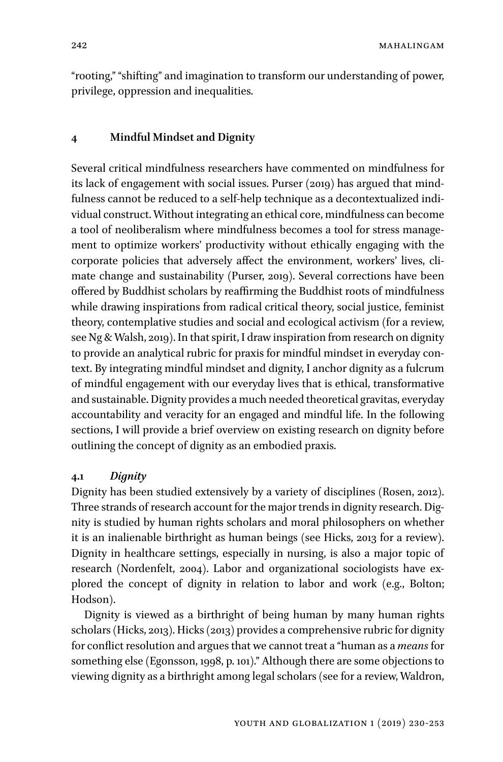"rooting," "shifting" and imagination to transform our understanding of power, privilege, oppression and inequalities.

## 4 Mindful Mindset and Dignity

Several critical mindfulness researchers have commented on mindfulness for its lack of engagement with social issues. Purser (2019) has argued that mindfulness cannot be reduced to a self-help technique as a decontextualized individual construct. Without integrating an ethical core, mindfulness can become a tool of neoliberalism where mindfulness becomes a tool for stress management to optimize workers' productivity without ethically engaging with the corporate policies that adversely affect the environment, workers' lives, climate change and sustainability (Purser, 2019). Several corrections have been offered by Buddhist scholars by reaffirming the Buddhist roots of mindfulness while drawing inspirations from radical critical theory, social justice, feminist theory, contemplative studies and social and ecological activism (for a review, see Ng & Walsh, 2019). In that spirit, I draw inspiration from research on dignity to provide an analytical rubric for praxis for mindful mindset in everyday context. By integrating mindful mindset and dignity, I anchor dignity as a fulcrum of mindful engagement with our everyday lives that is ethical, transformative and sustainable. Dignity provides a much needed theoretical gravitas, everyday accountability and veracity for an engaged and mindful life. In the following sections, I will provide a brief overview on existing research on dignity before outlining the concept of dignity as an embodied praxis.

### 4.1 *Dignity*

Dignity has been studied extensively by a variety of disciplines (Rosen, 2012). Three strands of research account for the major trends in dignity research. Dignity is studied by human rights scholars and moral philosophers on whether it is an inalienable birthright as human beings (see Hicks, 2013 for a review). Dignity in healthcare settings, especially in nursing, is also a major topic of research (Nordenfelt, 2004). Labor and organizational sociologists have explored the concept of dignity in relation to labor and work (e.g., Bolton; Hodson).

Dignity is viewed as a birthright of being human by many human rights scholars (Hicks, 2013). Hicks (2013) provides a comprehensive rubric for dignity for conflict resolution and argues that we cannot treat a "human as a *means* for something else (Egonsson, 1998, p. 101)." Although there are some objections to viewing dignity as a birthright among legal scholars (see for a review, Waldron,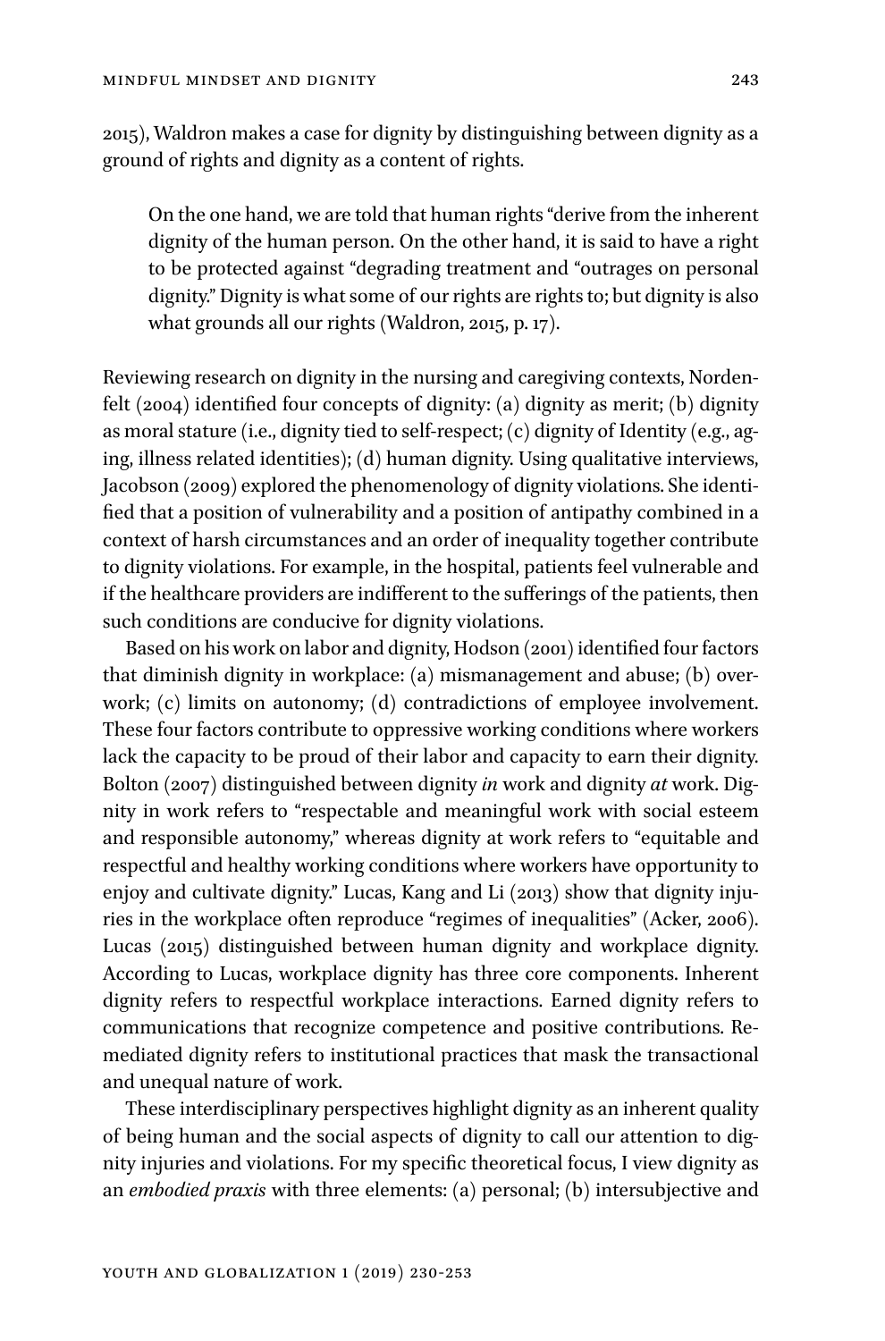2015), Waldron makes a case for dignity by distinguishing between dignity as a ground of rights and dignity as a content of rights.

> On the one hand, we are told that human rights "derive from the inherent dignity of the human person. On the other hand, it is said to have a right to be protected against "degrading treatment and "outrages on personal dignity." Dignity is what some of our rights are rights to; but dignity is also what grounds all our rights (Waldron, 2015, p. 17).

Reviewing research on dignity in the nursing and caregiving contexts, Nordenfelt (2004) identified four concepts of dignity: (a) dignity as merit; (b) dignity as moral stature (i.e., dignity tied to self-respect; (c) dignity of Identity (e.g., aging, illness related identities); (d) human dignity. Using qualitative interviews, Jacobson (2009) explored the phenomenology of dignity violations. She identified that a position of vulnerability and a position of antipathy combined in a context of harsh circumstances and an order of inequality together contribute to dignity violations. For example, in the hospital, patients feel vulnerable and if the healthcare providers are indifferent to the sufferings of the patients, then such conditions are conducive for dignity violations.

Based on his work on labor and dignity, Hodson (2001) identified four factors that diminish dignity in workplace: (a) mismanagement and abuse; (b) overwork; (c) limits on autonomy; (d) contradictions of employee involvement. These four factors contribute to oppressive working conditions where workers lack the capacity to be proud of their labor and capacity to earn their dignity. Bolton (2007) distinguished between dignity *in* work and dignity *at* work. Dignity in work refers to "respectable and meaningful work with social esteem and responsible autonomy," whereas dignity at work refers to "equitable and respectful and healthy working conditions where workers have opportunity to enjoy and cultivate dignity." Lucas, Kang and Li (2013) show that dignity injuries in the workplace often reproduce "regimes of inequalities" (Acker, 2006). Lucas (2015) distinguished between human dignity and workplace dignity. According to Lucas, workplace dignity has three core components. Inherent dignity refers to respectful workplace interactions. Earned dignity refers to communications that recognize competence and positive contributions. Remediated dignity refers to institutional practices that mask the transactional and unequal nature of work.

These interdisciplinary perspectives highlight dignity as an inherent quality of being human and the social aspects of dignity to call our attention to dignity injuries and violations. For my specific theoretical focus, I view dignity as an *embodied praxis* with three elements: (a) personal; (b) intersubjective and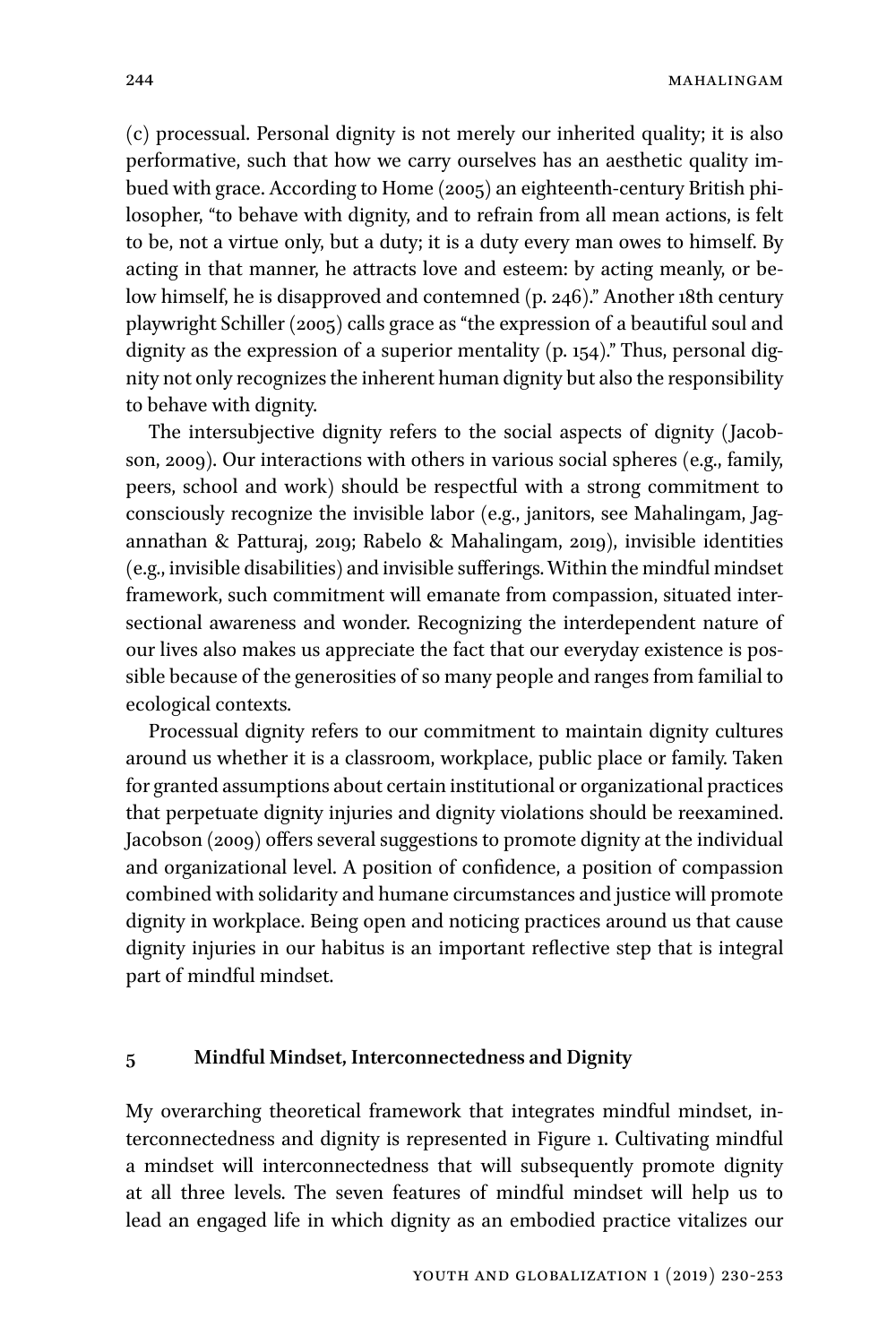(c) processual. Personal dignity is not merely our inherited quality; it is also performative, such that how we carry ourselves has an aesthetic quality imbued with grace. According to Home (2005) an eighteenth-century British philosopher, "to behave with dignity, and to refrain from all mean actions, is felt to be, not a virtue only, but a duty; it is a duty every man owes to himself. By acting in that manner, he attracts love and esteem: by acting meanly, or below himself, he is disapproved and contemned (p. 246)." Another 18th century playwright Schiller (2005) calls grace as "the expression of a beautiful soul and dignity as the expression of a superior mentality (p. 154)." Thus, personal dignity not only recognizes the inherent human dignity but also the responsibility to behave with dignity.

The intersubjective dignity refers to the social aspects of dignity (Jacobson, 2009). Our interactions with others in various social spheres (e.g., family, peers, school and work) should be respectful with a strong commitment to consciously recognize the invisible labor (e.g., janitors, see Mahalingam, Jagannathan & Patturaj, 2019; Rabelo & Mahalingam, 2019), invisible identities (e.g., invisible disabilities) and invisible sufferings. Within the mindful mindset framework, such commitment will emanate from compassion, situated intersectional awareness and wonder. Recognizing the interdependent nature of our lives also makes us appreciate the fact that our everyday existence is possible because of the generosities of so many people and ranges from familial to ecological contexts.

Processual dignity refers to our commitment to maintain dignity cultures around us whether it is a classroom, workplace, public place or family. Taken for granted assumptions about certain institutional or organizational practices that perpetuate dignity injuries and dignity violations should be reexamined. Jacobson (2009) offers several suggestions to promote dignity at the individual and organizational level. A position of confidence, a position of compassion combined with solidarity and humane circumstances and justice will promote dignity in workplace. Being open and noticing practices around us that cause dignity injuries in our habitus is an important reflective step that is integral part of mindful mindset.

## 5 Mindful Mindset, Interconnectedness and Dignity

My overarching theoretical framework that integrates mindful mindset, interconnectedness and dignity is represented in Figure 1. Cultivating mindful a mindset will interconnectedness that will subsequently promote dignity at all three levels. The seven features of mindful mindset will help us to lead an engaged life in which dignity as an embodied practice vitalizes our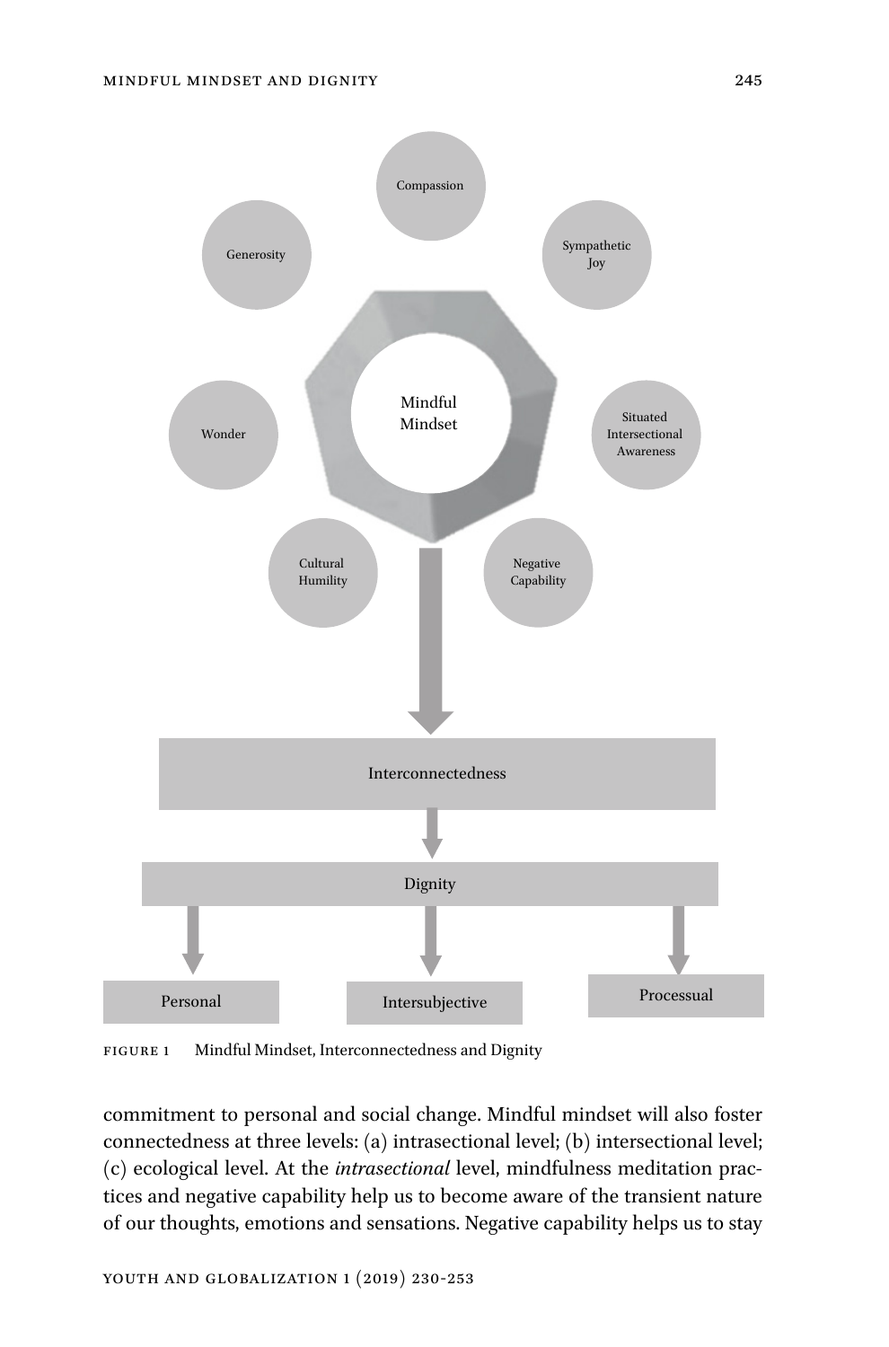FIGURE 1 Mindful Mindset, Interconnectedness and Dignity

commitment to personal and social change. Mindful mindset will also foster connectedness at three levels: (a) intrasectional level; (b) intersectional level; (c) ecological level. At the *intrasectional* level, mindfulness meditation practices and negative capability help us to become aware of the transient nature of our thoughts, emotions and sensations. Negative capability helps us to stay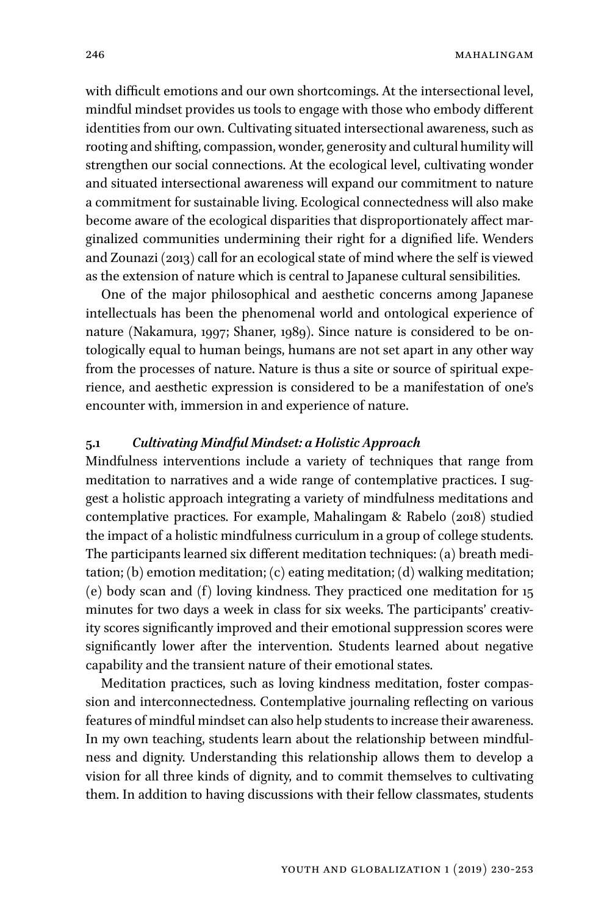with difficult emotions and our own shortcomings. At the intersectional level, mindful mindset provides us tools to engage with those who embody different identities from our own. Cultivating situated intersectional awareness, such as rooting and shifting, compassion, wonder, generosity and cultural humility will strengthen our social connections. At the ecological level, cultivating wonder and situated intersectional awareness will expand our commitment to nature a commitment for sustainable living. Ecological connectedness will also make become aware of the ecological disparities that disproportionately affect marginalized communities undermining their right for a dignified life. Wenders and Zounazi (2013) call for an ecological state of mind where the self is viewed as the extension of nature which is central to Japanese cultural sensibilities.

One of the major philosophical and aesthetic concerns among Japanese intellectuals has been the phenomenal world and ontological experience of nature (Nakamura, 1997; Shaner, 1989). Since nature is considered to be ontologically equal to human beings, humans are not set apart in any other way from the processes of nature. Nature is thus a site or source of spiritual experience, and aesthetic expression is considered to be a manifestation of one's encounter with, immersion in and experience of nature.

### 5.1 *Cultivating Mindful Mindset: a Holistic Approach*

Mindfulness interventions include a variety of techniques that range from meditation to narratives and a wide range of contemplative practices. I suggest a holistic approach integrating a variety of mindfulness meditations and contemplative practices. For example, Mahalingam & Rabelo (2018) studied the impact of a holistic mindfulness curriculum in a group of college students. The participants learned six different meditation techniques: (a) breath meditation; (b) emotion meditation; (c) eating meditation; (d) walking meditation; (e) body scan and (f) loving kindness. They practiced one meditation for 15 minutes for two days a week in class for six weeks. The participants' creativity scores significantly improved and their emotional suppression scores were significantly lower after the intervention. Students learned about negative capability and the transient nature of their emotional states.

Meditation practices, such as loving kindness meditation, foster compassion and interconnectedness. Contemplative journaling reflecting on various features of mindful mindset can also help students to increase their awareness. In my own teaching, students learn about the relationship between mindfulness and dignity. Understanding this relationship allows them to develop a vision for all three kinds of dignity, and to commit themselves to cultivating them. In addition to having discussions with their fellow classmates, students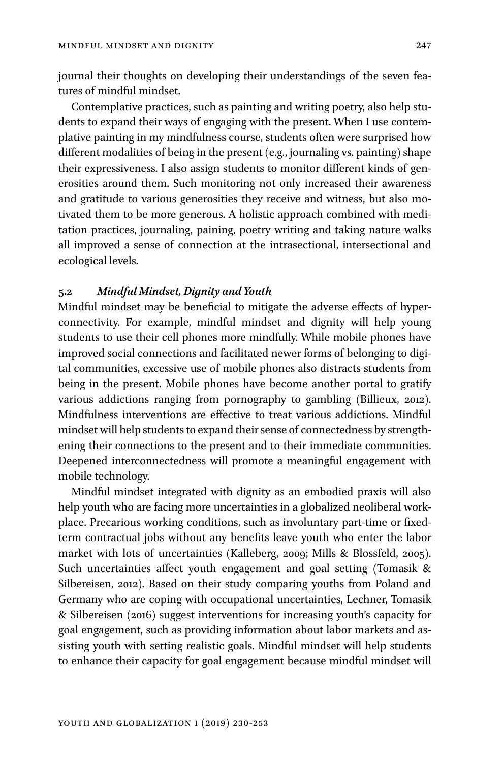journal their thoughts on developing their understandings of the seven features of mindful mindset.

Contemplative practices, such as painting and writing poetry, also help students to expand their ways of engaging with the present. When I use contemplative painting in my mindfulness course, students often were surprised how different modalities of being in the present (e.g., journaling vs. painting) shape their expressiveness. I also assign students to monitor different kinds of generosities around them. Such monitoring not only increased their awareness and gratitude to various generosities they receive and witness, but also motivated them to be more generous. A holistic approach combined with meditation practices, journaling, paining, poetry writing and taking nature walks all improved a sense of connection at the intrasectional, intersectional and ecological levels.

### 5.2 *Mindful Mindset, Dignity and Youth*

Mindful mindset may be beneficial to mitigate the adverse effects of hyperconnectivity. For example, mindful mindset and dignity will help young students to use their cell phones more mindfully. While mobile phones have improved social connections and facilitated newer forms of belonging to digital communities, excessive use of mobile phones also distracts students from being in the present. Mobile phones have become another portal to gratify various addictions ranging from pornography to gambling (Billieux, 2012). Mindfulness interventions are effective to treat various addictions. Mindful mindset will help students to expand their sense of connectedness by strengthening their connections to the present and to their immediate communities. Deepened interconnectedness will promote a meaningful engagement with mobile technology.

Mindful mindset integrated with dignity as an embodied praxis will also help youth who are facing more uncertainties in a globalized neoliberal workplace. Precarious working conditions, such as involuntary part-time or fixed-term contractual jobs without any benefits leave youth who enter the labor market with lots of uncertainties (Kalleberg, 2009; Mills & Blossfeld, 2005). Such uncertainties affect youth engagement and goal setting (Tomasik & Silbereisen, 2012). Based on their study comparing youths from Poland and Germany who are coping with occupational uncertainties, Lechner, Tomasik & Silbereisen (2016) suggest interventions for increasing youth's capacity for goal engagement, such as providing information about labor markets and assisting youth with setting realistic goals. Mindful mindset will help students to enhance their capacity for goal engagement because mindful mindset will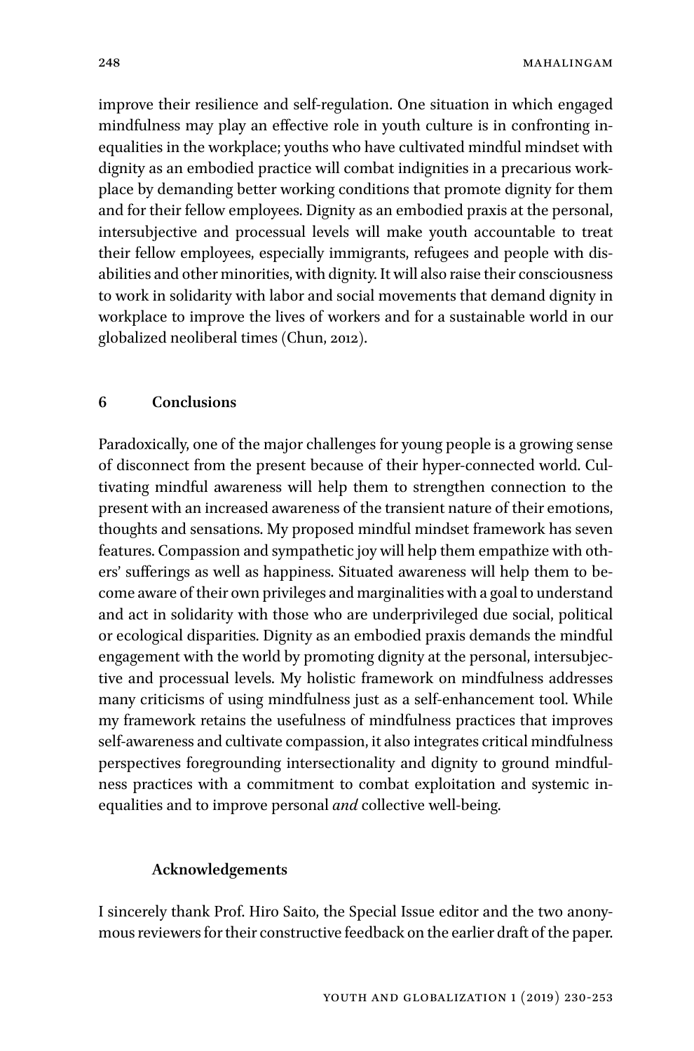improve their resilience and self-regulation. One situation in which engaged mindfulness may play an effective role in youth culture is in confronting inequalities in the workplace; youths who have cultivated mindful mindset with dignity as an embodied practice will combat indignities in a precarious workplace by demanding better working conditions that promote dignity for them and for their fellow employees. Dignity as an embodied praxis at the personal, intersubjective and processual levels will make youth accountable to treat their fellow employees, especially immigrants, refugees and people with disabilities and other minorities, with dignity. It will also raise their consciousness to work in solidarity with labor and social movements that demand dignity in workplace to improve the lives of workers and for a sustainable world in our globalized neoliberal times (Chun, 2012).

## 6 Conclusions

Paradoxically, one of the major challenges for young people is a growing sense of disconnect from the present because of their hyper-connected world. Cultivating mindful awareness will help them to strengthen connection to the present with an increased awareness of the transient nature of their emotions, thoughts and sensations. My proposed mindful mindset framework has seven features. Compassion and sympathetic joy will help them empathize with others' sufferings as well as happiness. Situated awareness will help them to become aware of their own privileges and marginalities with a goal to understand and act in solidarity with those who are underprivileged due social, political or ecological disparities. Dignity as an embodied praxis demands the mindful engagement with the world by promoting dignity at the personal, intersubjective and processual levels. My holistic framework on mindfulness addresses many criticisms of using mindfulness just as a self-enhancement tool. While my framework retains the usefulness of mindfulness practices that improves self-awareness and cultivate compassion, it also integrates critical mindfulness perspectives foregrounding intersectionality and dignity to ground mindfulness practices with a commitment to combat exploitation and systemic inequalities and to improve personal *and* collective well-being.

### Acknowledgements

I sincerely thank Prof. Hiro Saito, the Special Issue editor and the two anonymous reviewers for their constructive feedback on the earlier draft of the paper.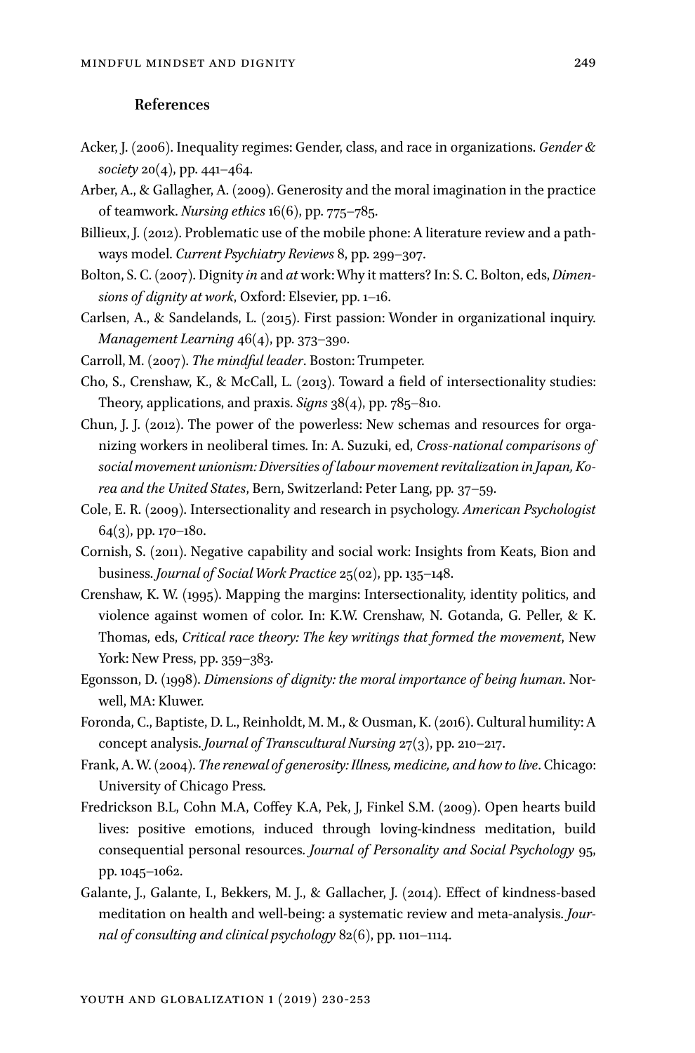### References

Acker, J. (2006). Inequality regimes: Gender, class, and race in organizations. *Gender & society* 20(4), pp. 441–464.

Arber, A., & Gallagher, A. (2009). Generosity and the moral imagination in the practice of teamwork. *Nursing ethics* 16(6), pp. 775–785.

Billieux, J. (2012). Problematic use of the mobile phone: A literature review and a pathways model. *Current Psychiatry Reviews* 8, pp. 299–307.

Bolton, S. C. (2007). Dignity *in* and *at* work: Why it matters? In: S. C. Bolton, eds, *Dimensions of dignity at work*, Oxford: Elsevier, pp. 1–16.

Carlsen, A., & Sandelands, L. (2015). First passion: Wonder in organizational inquiry. *Management Learning* 46(4), pp. 373–390.

Carroll, M. (2007). *The mindful leader*. Boston: Trumpeter.

Cho, S., Crenshaw, K., & McCall, L. (2013). Toward a field of intersectionality studies: Theory, applications, and praxis. *Signs* 38(4), pp. 785–810.

Chun, J. J. (2012). The power of the powerless: New schemas and resources for organizing workers in neoliberal times. In: A. Suzuki, ed, *Cross-national comparisons of social movement unionism: Diversities of labour movement revitalization in Japan, Korea and the United States*, Bern, Switzerland: Peter Lang, pp. 37–59.

Cole, E. R. (2009). Intersectionality and research in psychology. *American Psychologist* 64(3), pp. 170–180.

Cornish, S. (2011). Negative capability and social work: Insights from Keats, Bion and business. *Journal of Social Work Practice* 25(02), pp. 135–148.

Crenshaw, K. W. (1995). Mapping the margins: Intersectionality, identity politics, and violence against women of color. In: K.W. Crenshaw, N. Gotanda, G. Peller, & K. Thomas, eds, *Critical race theory: The key writings that formed the movement*, New York: New Press, pp. 359–383.

Egonsson, D. (1998). *Dimensions of dignity: the moral importance of being human*. Norwell, MA: Kluwer.

Foronda, C., Baptiste, D. L., Reinholdt, M. M., & Ousman, K. (2016). Cultural humility: A concept analysis. *Journal of Transcultural Nursing* 27(3), pp. 210–217.

Frank, A. W. (2004). *The renewal of generosity: Illness, medicine, and how to live*. Chicago: University of Chicago Press.

Fredrickson B.L, Cohn M.A, Coffey K.A, Pek, J, Finkel S.M. (2009). Open hearts build lives: positive emotions, induced through loving-kindness meditation, build consequential personal resources. *Journal of Personality and Social Psychology* 95, pp. 1045–1062.

Galante, J., Galante, I., Bekkers, M. J., & Gallacher, J. (2014). Effect of kindness-based meditation on health and well-being: a systematic review and meta-analysis. *Journal of consulting and clinical psychology* 82(6), pp. 1101–1114.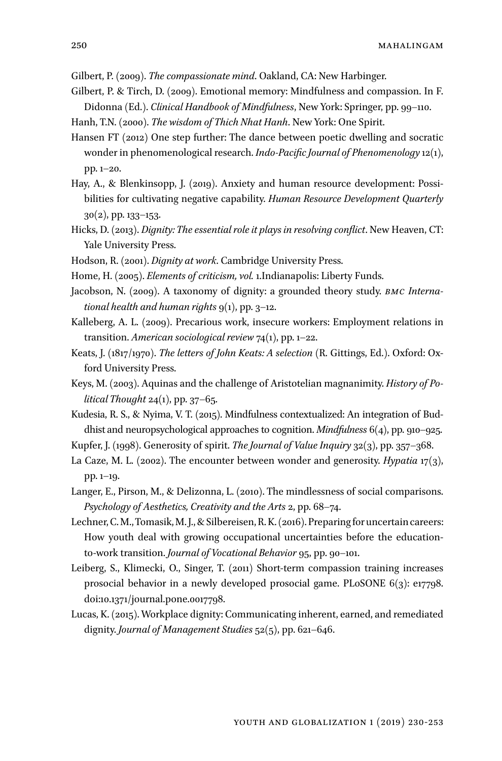Gilbert, P. (2009). *The compassionate mind*. Oakland, CA: New Harbinger.

Gilbert, P. & Tirch, D. (2009). Emotional memory: Mindfulness and compassion. In F. Didonna (Ed.). *Clinical Handbook of Mindfulness*, New York: Springer, pp. 99–110.

Hanh, T.N. (2000). *The wisdom of Thich Nhat Hanh*. New York: One Spirit.

Hansen FT (2012) One step further: The dance between poetic dwelling and socratic wonder in phenomenological research. *Indo-Pacific Journal of Phenomenology* 12(1), pp. 1–20.

Hay, A., & Blenkinsopp, J. (2019). Anxiety and human resource development: Possibilities for cultivating negative capability. *Human Resource Development Quarterly* 30(2), pp. 133–153.

Hicks, D. (2013). *Dignity: The essential role it plays in resolving conflict*. New Heaven, CT: Yale University Press.

Hodson, R. (2001). *Dignity at work*. Cambridge University Press.

Home, H. (2005). *Elements of criticism, vol.* 1.Indianapolis: Liberty Funds.

Jacobson, N. (2009). A taxonomy of dignity: a grounded theory study. *BMC International health and human rights* 9(1), pp. 3–12.

Kalleberg, A. L. (2009). Precarious work, insecure workers: Employment relations in transition. *American sociological review* 74(1), pp. 1–22.

Keats, J. (1817/1970). *The letters of John Keats: A selection* (R. Gittings, Ed.). Oxford: Oxford University Press.

Keys, M. (2003). Aquinas and the challenge of Aristotelian magnanimity. *History of Political Thought* 24(1), pp. 37–65.

Kudesia, R. S., & Nyima, V. T. (2015). Mindfulness contextualized: An integration of Buddhist and neuropsychological approaches to cognition. *Mindfulness* 6(4), pp. 910–925.

Kupfer, J. (1998). Generosity of spirit. *The Journal of Value Inquiry* 32(3), pp. 357–368.

La Caze, M. L. (2002). The encounter between wonder and generosity. *Hypatia* 17(3), pp. 1–19.

Langer, E., Pirson, M., & Delizonna, L. (2010). The mindlessness of social comparisons. *Psychology of Aesthetics, Creativity and the Arts* 2, pp. 68–74.

Lechner, C. M., Tomasik, M. J., & Silbereisen, R. K. (2016). Preparing for uncertain careers: How youth deal with growing occupational uncertainties before the education-to-work transition. *Journal of Vocational Behavior* 95, pp. 90–101.

Leiberg, S., Klimecki, O., Singer, T. (2011) Short-term compassion training increases prosocial behavior in a newly developed prosocial game. PLoSONE 6(3): e17798. doi:10.1371/journal.pone.0017798.

Lucas, K. (2015). Workplace dignity: Communicating inherent, earned, and remediated dignity. *Journal of Management Studies* 52(5), pp. 621–646.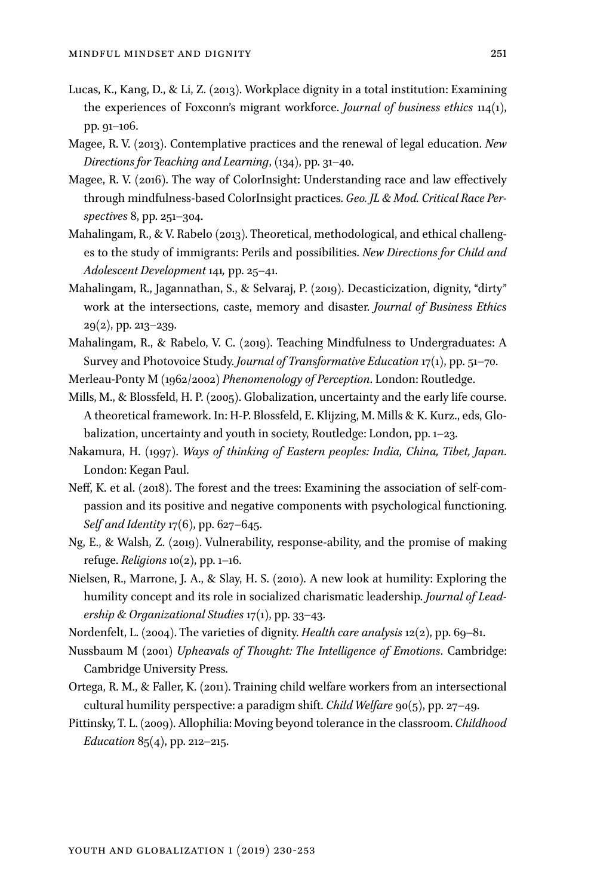Lucas, K., Kang, D., & Li, Z. (2013). Workplace dignity in a total institution: Examining the experiences of Foxconn's migrant workforce. *Journal of business ethics* 114(1), pp. 91–106.

Magee, R. V. (2013). Contemplative practices and the renewal of legal education. *New Directions for Teaching and Learning*, (134), pp. 31–40.

Magee, R. V. (2016). The way of ColorInsight: Understanding race and law effectively through mindfulness-based ColorInsight practices. *Geo. JL & Mod. Critical Race Perspectives* 8, pp. 251–304.

Mahalingam, R., & V. Rabelo (2013). Theoretical, methodological, and ethical challenges to the study of immigrants: Perils and possibilities. *New Directions for Child and Adolescent Development* 141*,* pp. 25–41.

Mahalingam, R., Jagannathan, S., & Selvaraj, P. (2019). Decasticization, dignity, "dirty" work at the intersections, caste, memory and disaster. *Journal of Business Ethics* 29(2), pp. 213–239.

Mahalingam, R., & Rabelo, V. C. (2019). Teaching Mindfulness to Undergraduates: A Survey and Photovoice Study. *Journal of Transformative Education* 17(1), pp. 51–70.

Merleau-Ponty M (1962/2002) *Phenomenology of Perception*. London: Routledge.

Mills, M., & Blossfeld, H. P. (2005). Globalization, uncertainty and the early life course. A theoretical framework. In: H-P. Blossfeld, E. Klijzing, M. Mills & K. Kurz., eds, Globalization, uncertainty and youth in society, Routledge: London, pp. 1–23.

Nakamura, H. (1997). *Ways of thinking of Eastern peoples: India, China, Tibet, Japan.* London: Kegan Paul.

Neff, K. et al. (2018). The forest and the trees: Examining the association of self-compassion and its positive and negative components with psychological functioning. *Self and Identity* 17(6), pp. 627–645.

Ng, E., & Walsh, Z. (2019). Vulnerability, response-ability, and the promise of making refuge. *Religions* 10(2), pp. 1–16.

Nielsen, R., Marrone, J. A., & Slay, H. S. (2010). A new look at humility: Exploring the humility concept and its role in socialized charismatic leadership. *Journal of Leadership & Organizational Studies* 17(1), pp. 33–43.

Nordenfelt, L. (2004). The varieties of dignity. *Health care analysis* 12(2), pp. 69–81.

Nussbaum M (2001) *Upheavals of Thought: The Intelligence of Emotions*. Cambridge: Cambridge University Press.

Ortega, R. M., & Faller, K. (2011). Training child welfare workers from an intersectional cultural humility perspective: a paradigm shift. *Child Welfare* 90(5), pp. 27–49.

Pittinsky, T. L. (2009). Allophilia: Moving beyond tolerance in the classroom. *Childhood Education* 85(4), pp. 212–215.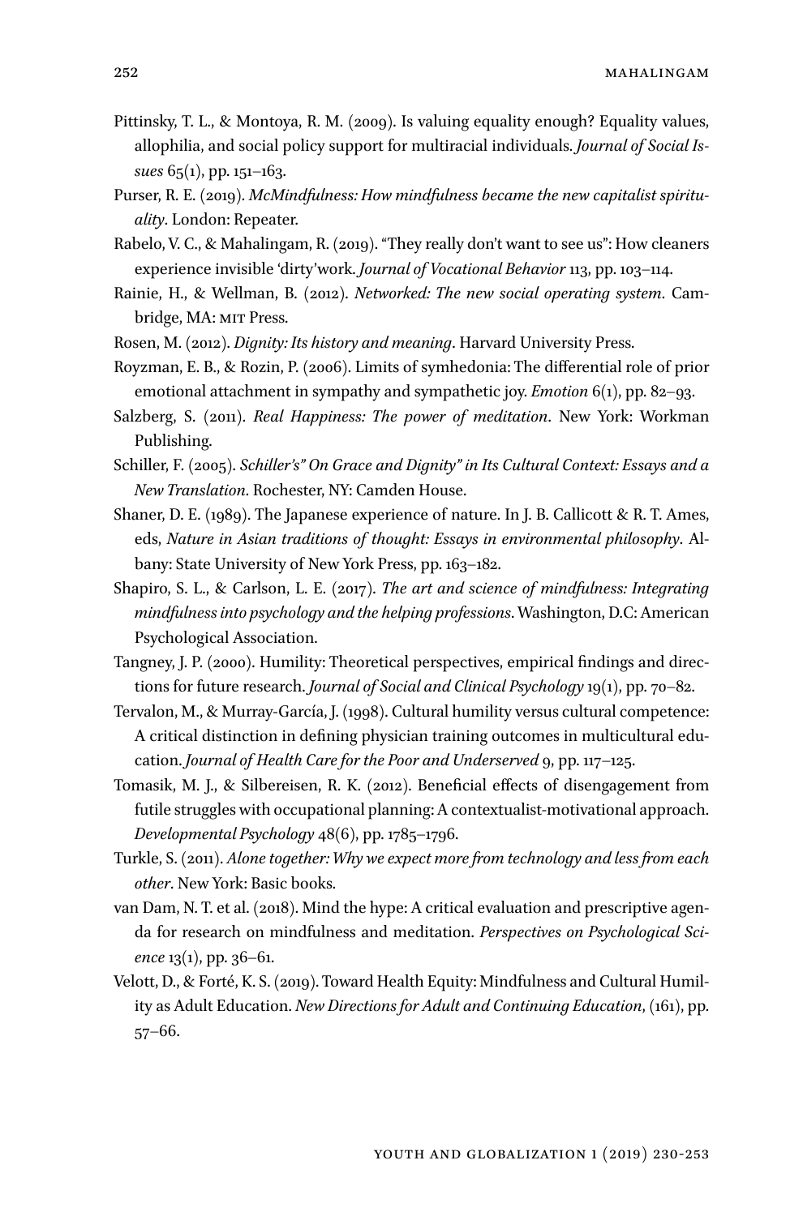Pittinsky, T. L., & Montoya, R. M. (2009). Is valuing equality enough? Equality values, allophilia, and social policy support for multiracial individuals. *Journal of Social Issues* 65(1), pp. 151–163.

Purser, R. E. (2019). *McMindfulness: How mindfulness became the new capitalist spirituality*. London: Repeater.

Rabelo, V. C., & Mahalingam, R. (2019). "They really don't want to see us": How cleaners experience invisible 'dirty'work. *Journal of Vocational Behavior* 113, pp. 103–114.

Rainie, H., & Wellman, B. (2012). *Networked: The new social operating system*. Cambridge, MA: MIT Press.

Rosen, M. (2012). *Dignity: Its history and meaning*. Harvard University Press.

Royzman, E. B., & Rozin, P. (2006). Limits of symhedonia: The differential role of prior emotional attachment in sympathy and sympathetic joy. *Emotion* 6(1), pp. 82–93.

Salzberg, S. (2011). *Real Happiness: The power of meditation*. New York: Workman Publishing.

Schiller, F. (2005). *Schiller's" On Grace and Dignity" in Its Cultural Context: Essays and a New Translation*. Rochester, NY: Camden House.

Shaner, D. E. (1989). The Japanese experience of nature. In J. B. Callicott & R. T. Ames, eds, *Nature in Asian traditions of thought: Essays in environmental philosophy*. Albany: State University of New York Press, pp. 163–182.

Shapiro, S. L., & Carlson, L. E. (2017). *The art and science of mindfulness: Integrating mindfulness into psychology and the helping professions*. Washington, D.C: American Psychological Association.

Tangney, J. P. (2000). Humility: Theoretical perspectives, empirical findings and directions for future research. *Journal of Social and Clinical Psychology* 19(1), pp. 70–82.

Tervalon, M., & Murray-García, J. (1998). Cultural humility versus cultural competence: A critical distinction in defining physician training outcomes in multicultural education. *Journal of Health Care for the Poor and Underserved* 9, pp. 117–125.

Tomasik, M. J., & Silbereisen, R. K. (2012). Beneficial effects of disengagement from futile struggles with occupational planning: A contextualist-motivational approach. *Developmental Psychology* 48(6), pp. 1785–1796.

Turkle, S. (2011). *Alone together: Why we expect more from technology and less from each other*. New York: Basic books.

van Dam, N. T. et al. (2018). Mind the hype: A critical evaluation and prescriptive agenda for research on mindfulness and meditation. *Perspectives on Psychological Science* 13(1), pp. 36–61.

Velott, D., & Forté, K. S. (2019). Toward Health Equity: Mindfulness and Cultural Humility as Adult Education. *New Directions for Adult and Continuing Education*, (161), pp. 57–66.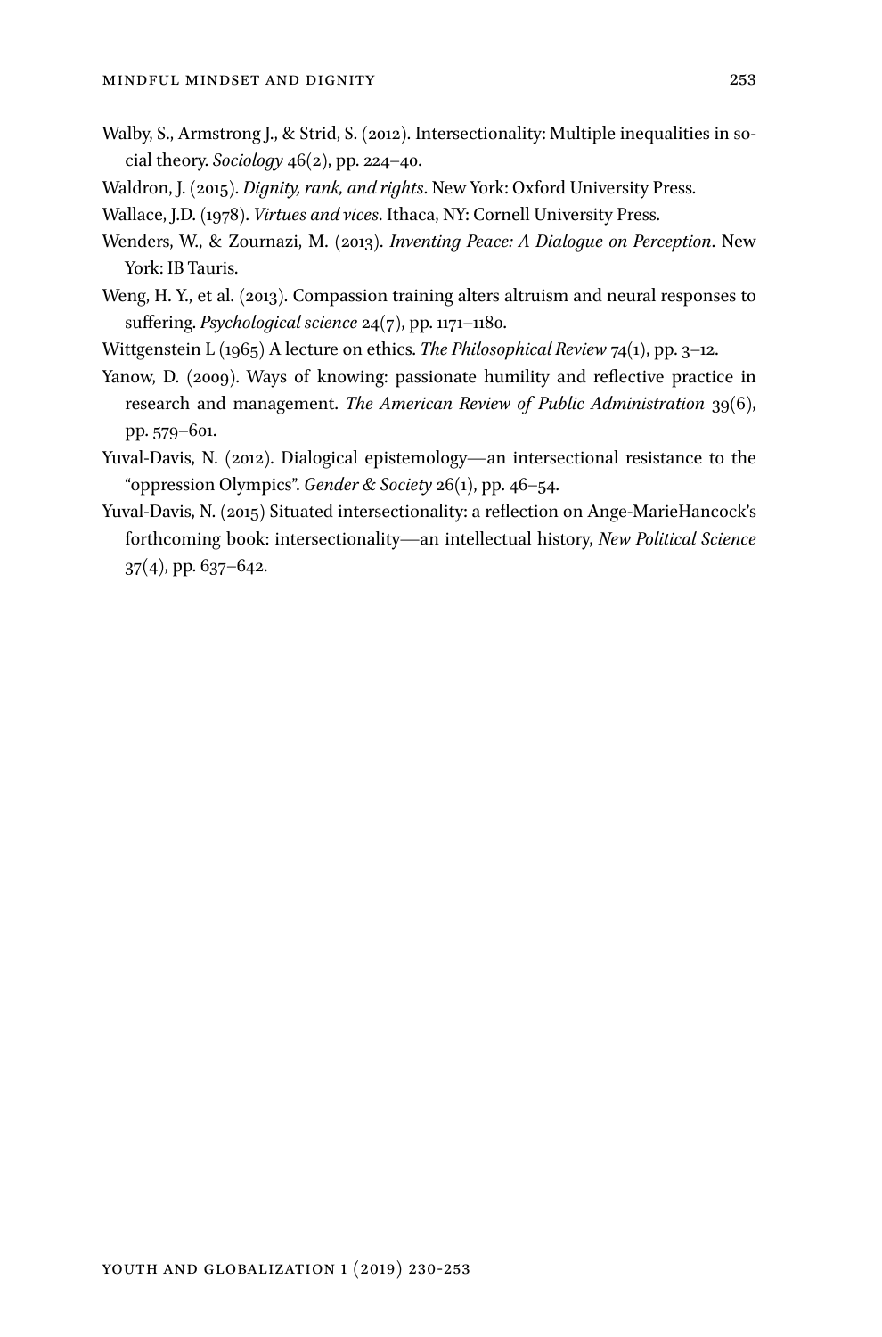Walby, S., Armstrong J., & Strid, S. (2012). Intersectionality: Multiple inequalities in social theory. *Sociology* 46(2), pp. 224–40.

Waldron, J. (2015). *Dignity, rank, and rights*. New York: Oxford University Press.

Wallace, J.D. (1978). *Virtues and vices*. Ithaca, NY: Cornell University Press.

Wenders, W., & Zournazi, M. (2013). *Inventing Peace: A Dialogue on Perception*. New York: IB Tauris.

Weng, H. Y., et al. (2013). Compassion training alters altruism and neural responses to suffering. *Psychological science* 24(7), pp. 1171–1180.

Wittgenstein L (1965) A lecture on ethics. *The Philosophical Review* 74(1), pp. 3–12.

Yanow, D. (2009). Ways of knowing: passionate humility and reflective practice in research and management. *The American Review of Public Administration* 39(6), pp. 579–601.

Yuval-Davis, N. (2012). Dialogical epistemology—an intersectional resistance to the "oppression Olympics". *Gender & Society* 26(1), pp. 46–54.

Yuval-Davis, N. (2015) Situated intersectionality: a reflection on Ange-MarieHancock's forthcoming book: intersectionality—an intellectual history, *New Political Science* 37(4), pp. 637–642.